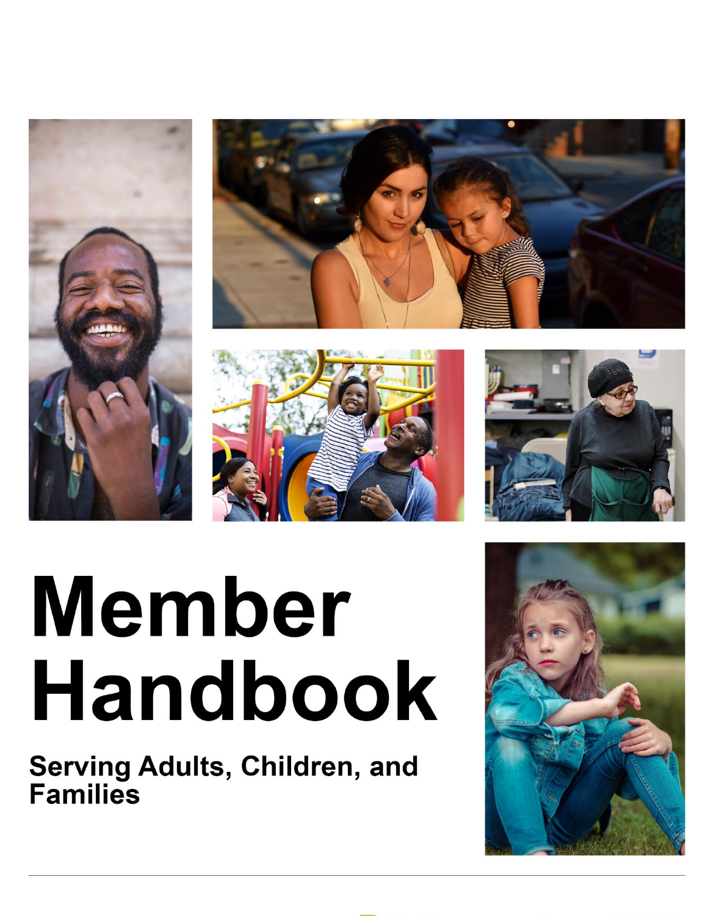# Member Handbook

## Serving Adults, Children, and Families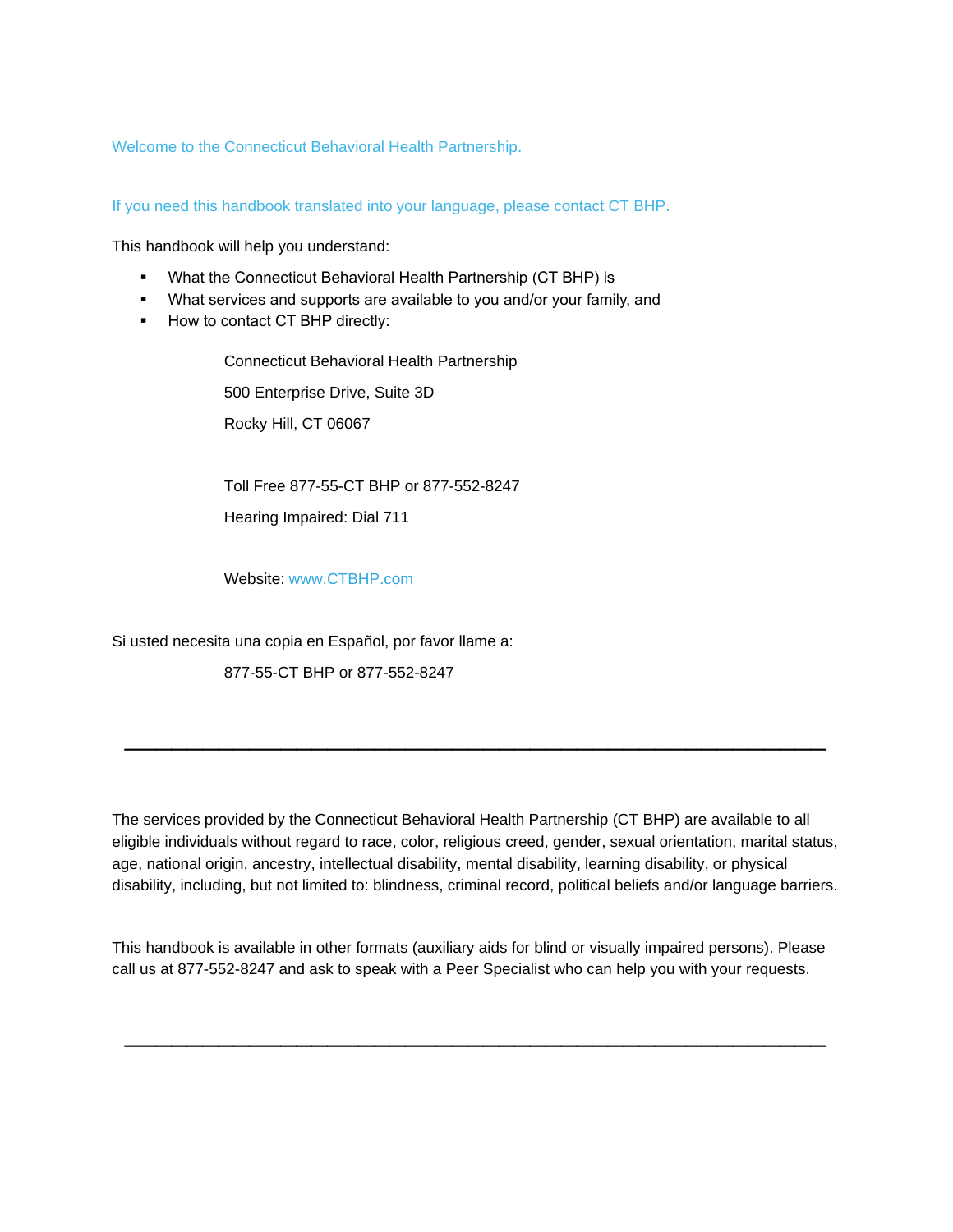Welcome to the Connecticut Behavioral Health Partnership.

If you need this handbook translated into your language, please contact CT BHP.

This handbook will help you understand:

- What the Connecticut Behavioral Health Partnership (CT BHP) is
- What services and supports are available to you and/or your family, and
- How to contact CT BHP directly:

> Connecticut Behavioral Health Partnership
>
> 500 Enterprise Drive, Suite 3D
>
> Rocky Hill, CT 06067
>
> Toll Free 877-55-CT BHP or 877-552-8247
>
> Hearing Impaired: Dial 711
>
> Website: www.CTBHP.com

Si usted necesita una copia en Español, por favor llame a:

> 877-55-CT BHP or 877-552-8247

---

The services provided by the Connecticut Behavioral Health Partnership (CT BHP) are available to all eligible individuals without regard to race, color, religious creed, gender, sexual orientation, marital status, age, national origin, ancestry, intellectual disability, mental disability, learning disability, or physical disability, including, but not limited to: blindness, criminal record, political beliefs and/or language barriers.

This handbook is available in other formats (auxiliary aids for blind or visually impaired persons). Please call us at 877-552-8247 and ask to speak with a Peer Specialist who can help you with your requests.

---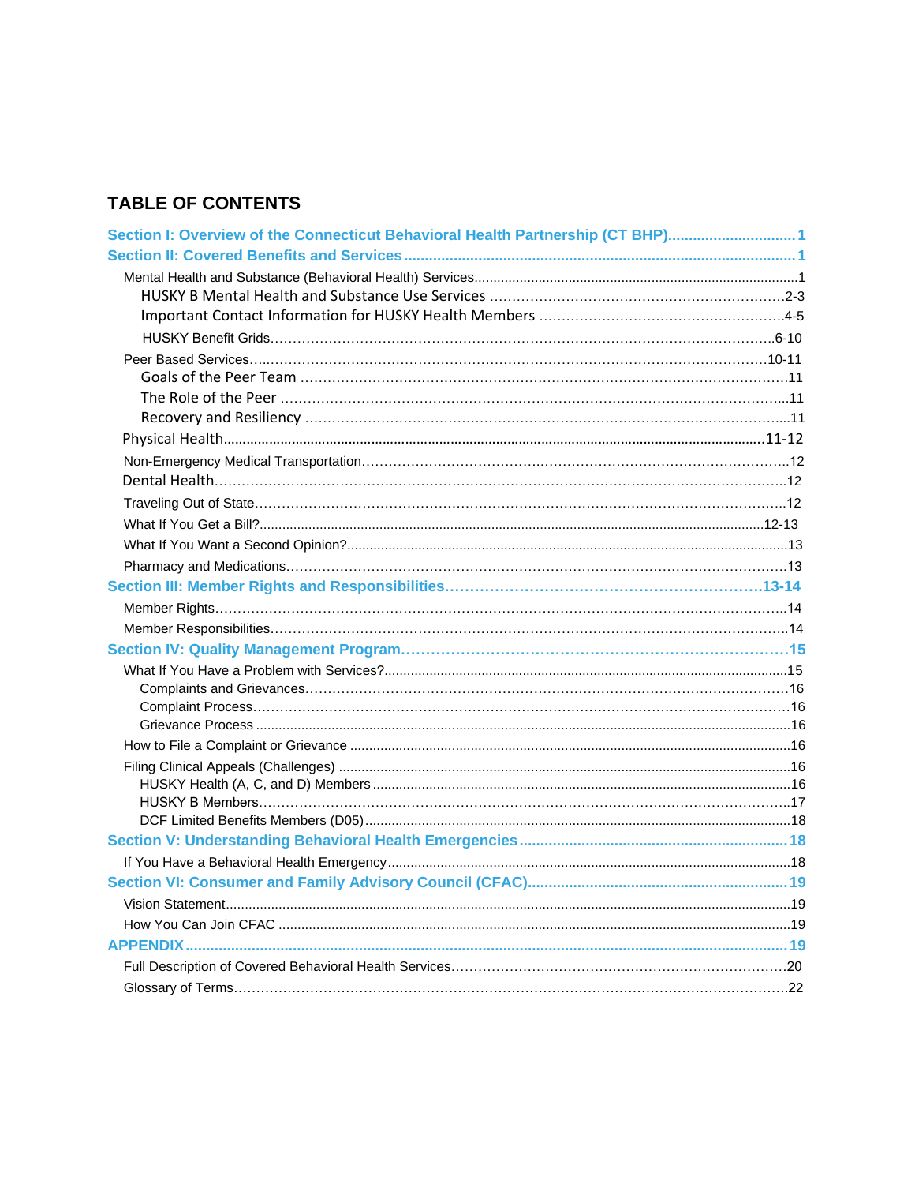## TABLE OF CONTENTS

**Section I: Overview of the Connecticut Behavioral Health Partnership (CT BHP)** ............................... 1

**Section II: Covered Benefits and Services** ............................................................................................ 1

- Mental Health and Substance (Behavioral Health) Services.................................................................................1
  - HUSKY B Mental Health and Substance Use Services ..................................................................2-3
  - Important Contact Information for HUSKY Health Members ......................................................4-5
  - HUSKY Benefit Grids........................................................................................................................6-10
- Peer Based Services.............................................................................................................................10-11
  - Goals of the Peer Team ..........................................................................................................11
  - The Role of the Peer ...............................................................................................................11
  - Recovery and Resiliency ..........................................................................................................11
- Physical Health..........................................................................................................................................11-12
- Non-Emergency Medical Transportation..........................................................................................12
- Dental Health.....................................................................................................................................12
- Traveling Out of State..........................................................................................................................12
- What If You Get a Bill?.........................................................................................................................12-13
- What If You Want a Second Opinion?...................................................................................................13
- Pharmacy and Medications.................................................................................................................13

**Section III: Member Rights and Responsibilities**.........................................................................13-14

- Member Rights.......................................................................................................................................14
- Member Responsibilities.........................................................................................................................14

**Section IV: Quality Management Program**..........................................................................................15

- What If You Have a Problem with Services?...........................................................................................15
  - Complaints and Grievances.................................................................................................................16
  - Complaint Process...............................................................................................................................16
  - Grievance Process ..............................................................................................................................16
- How to File a Complaint or Grievance ....................................................................................................16
- Filing Clinical Appeals (Challenges) .......................................................................................................16
  - HUSKY Health (A, C, and D) Members ...............................................................................................16
  - HUSKY B Members...............................................................................................................................17
  - DCF Limited Benefits Members (D05)..................................................................................................18

**Section V: Understanding Behavioral Health Emergencies**................................................................18

- If You Have a Behavioral Health Emergency...........................................................................................18

**Section VI: Consumer and Family Advisory Council (CFAC)**...............................................................19

- Vision Statement.....................................................................................................................................19
- How You Can Join CFAC ........................................................................................................................19

**APPENDIX**..............................................................................................................................................19

- Full Description of Covered Behavioral Health Services.........................................................................20
- Glossary of Terms....................................................................................................................................22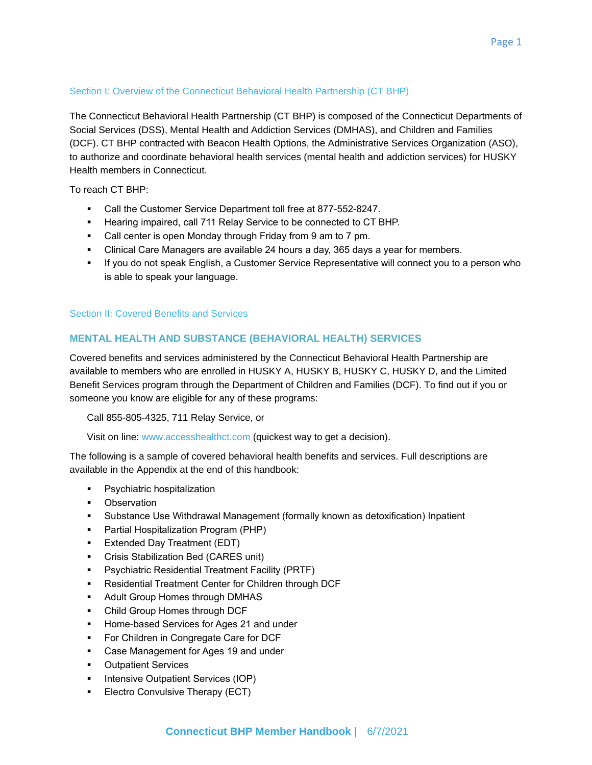## Section I: Overview of the Connecticut Behavioral Health Partnership (CT BHP)

The Connecticut Behavioral Health Partnership (CT BHP) is composed of the Connecticut Departments of Social Services (DSS), Mental Health and Addiction Services (DMHAS), and Children and Families (DCF). CT BHP contracted with Beacon Health Options, the Administrative Services Organization (ASO), to authorize and coordinate behavioral health services (mental health and addiction services) for HUSKY Health members in Connecticut.

To reach CT BHP:

- Call the Customer Service Department toll free at 877-552-8247.
- Hearing impaired, call 711 Relay Service to be connected to CT BHP.
- Call center is open Monday through Friday from 9 am to 7 pm.
- Clinical Care Managers are available 24 hours a day, 365 days a year for members.
- If you do not speak English, a Customer Service Representative will connect you to a person who is able to speak your language.

## Section II: Covered Benefits and Services

### MENTAL HEALTH AND SUBSTANCE (BEHAVIORAL HEALTH) SERVICES

Covered benefits and services administered by the Connecticut Behavioral Health Partnership are available to members who are enrolled in HUSKY A, HUSKY B, HUSKY C, HUSKY D, and the Limited Benefit Services program through the Department of Children and Families (DCF). To find out if you or someone you know are eligible for any of these programs:

Call 855-805-4325, 711 Relay Service, or

Visit on line: www.accesshealthct.com (quickest way to get a decision).

The following is a sample of covered behavioral health benefits and services. Full descriptions are available in the Appendix at the end of this handbook:

- Psychiatric hospitalization
- Observation
- Substance Use Withdrawal Management (formally known as detoxification) Inpatient
- Partial Hospitalization Program (PHP)
- Extended Day Treatment (EDT)
- Crisis Stabilization Bed (CARES unit)
- Psychiatric Residential Treatment Facility (PRTF)
- Residential Treatment Center for Children through DCF
- Adult Group Homes through DMHAS
- Child Group Homes through DCF
- Home-based Services for Ages 21 and under
- For Children in Congregate Care for DCF
- Case Management for Ages 19 and under
- Outpatient Services
- Intensive Outpatient Services (IOP)
- Electro Convulsive Therapy (ECT)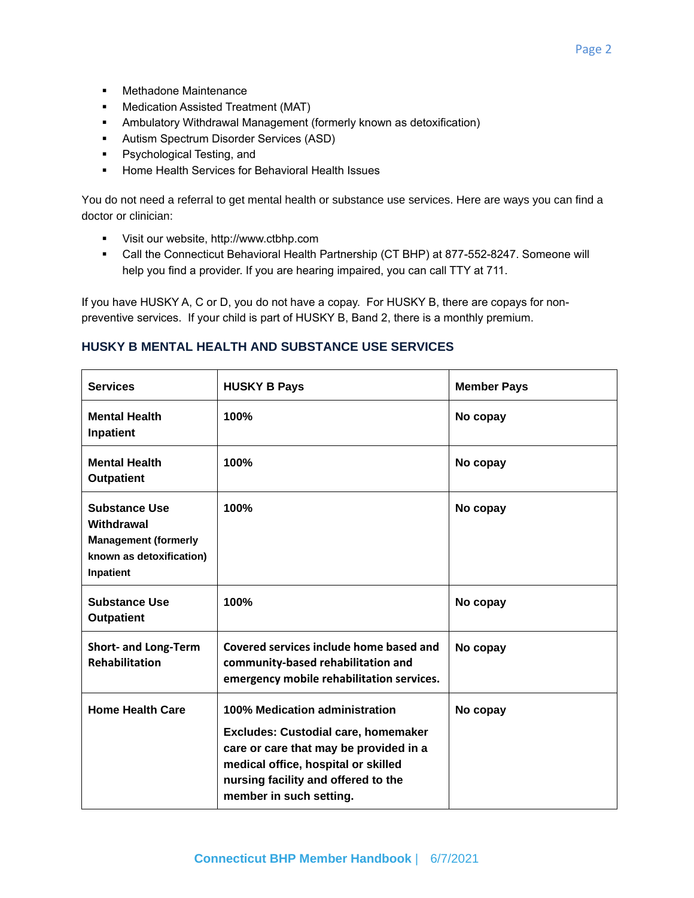- Methadone Maintenance
- Medication Assisted Treatment (MAT)
- Ambulatory Withdrawal Management (formerly known as detoxification)
- Autism Spectrum Disorder Services (ASD)
- Psychological Testing, and
- Home Health Services for Behavioral Health Issues

You do not need a referral to get mental health or substance use services. Here are ways you can find a doctor or clinician:

- Visit our website, http://www.ctbhp.com
- Call the Connecticut Behavioral Health Partnership (CT BHP) at 877-552-8247. Someone will help you find a provider. If you are hearing impaired, you can call TTY at 711.

If you have HUSKY A, C or D, you do not have a copay. For HUSKY B, there are copays for non-preventive services. If your child is part of HUSKY B, Band 2, there is a monthly premium.

### HUSKY B MENTAL HEALTH AND SUBSTANCE USE SERVICES

| Services | HUSKY B Pays | Member Pays |
|---|---|---|
| **Mental Health Inpatient** | **100%** | **No copay** |
| **Mental Health Outpatient** | **100%** | **No copay** |
| **Substance Use Withdrawal Management (formerly known as detoxification) Inpatient** | **100%** | **No copay** |
| **Substance Use Outpatient** | **100%** | **No copay** |
| **Short- and Long-Term Rehabilitation** | **Covered services include home based and community-based rehabilitation and emergency mobile rehabilitation services.** | **No copay** |
| **Home Health Care** | **100% Medication administration** <br> **Excludes: Custodial care, homemaker care or care that may be provided in a medical office, hospital or skilled nursing facility and offered to the member in such setting.** | **No copay** |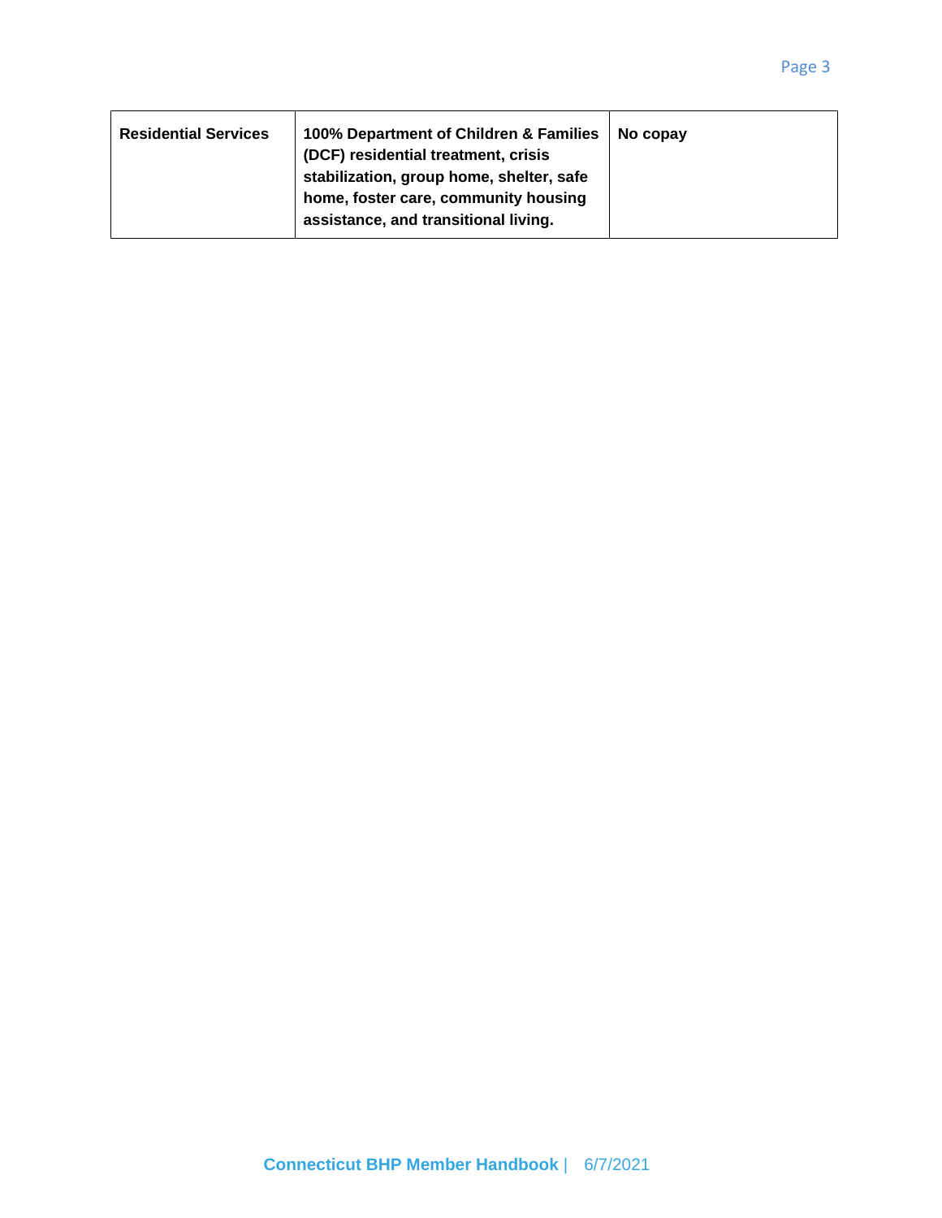| **Residential Services** | **100% Department of Children & Families (DCF) residential treatment, crisis stabilization, group home, shelter, safe home, foster care, community housing assistance, and transitional living.** | **No copay** |
|---|---|---|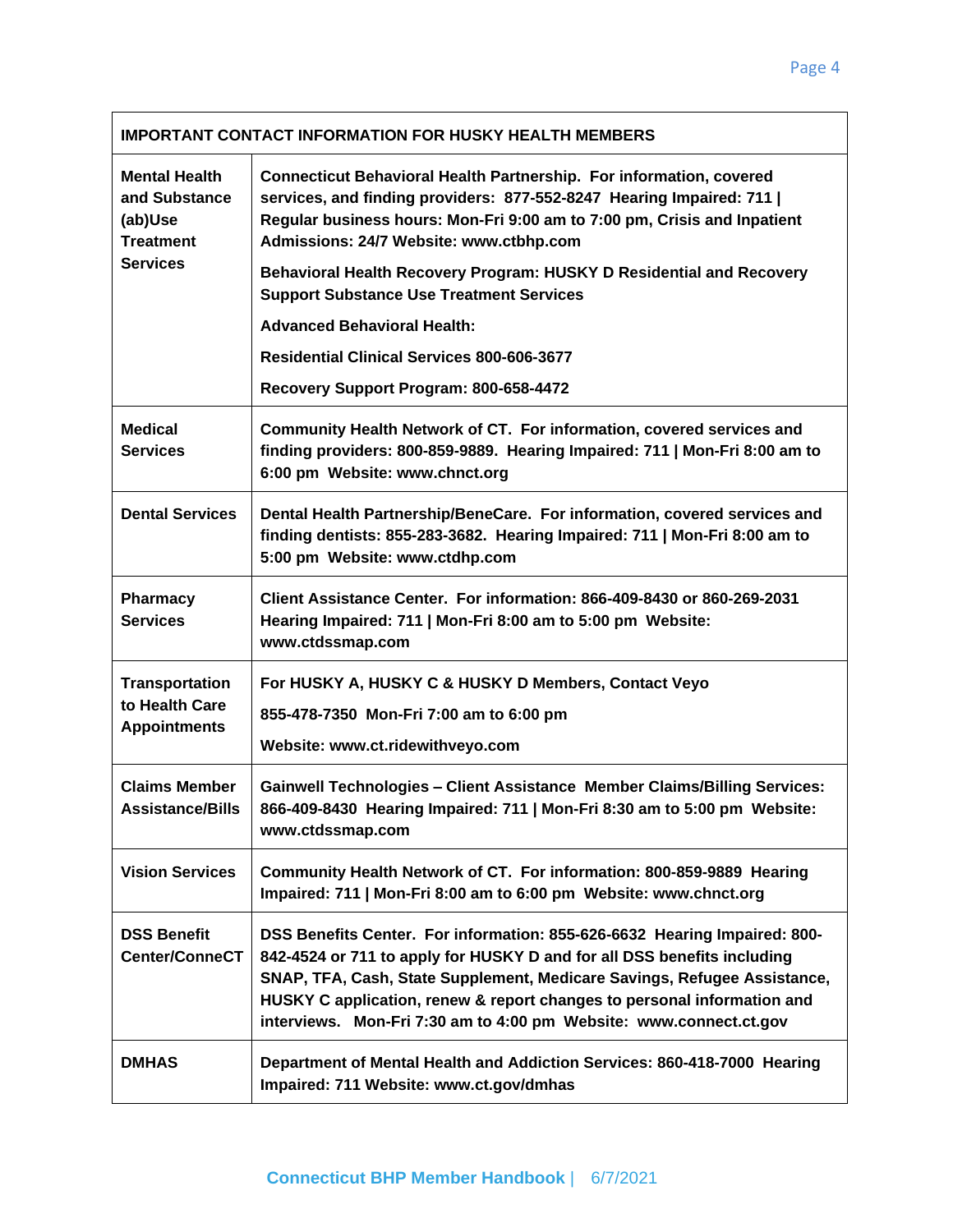| IMPORTANT CONTACT INFORMATION FOR HUSKY HEALTH MEMBERS | |
|---|---|
| **Mental Health and Substance (ab)Use Treatment Services** | **Connecticut Behavioral Health Partnership. For information, covered services, and finding providers: 877-552-8247 Hearing Impaired: 711 \| Regular business hours: Mon-Fri 9:00 am to 7:00 pm, Crisis and Inpatient Admissions: 24/7 Website: www.ctbhp.com**<br><br>**Behavioral Health Recovery Program: HUSKY D Residential and Recovery Support Substance Use Treatment Services**<br><br>**Advanced Behavioral Health:**<br><br>**Residential Clinical Services 800-606-3677**<br><br>**Recovery Support Program: 800-658-4472** |
| **Medical Services** | **Community Health Network of CT. For information, covered services and finding providers: 800-859-9889. Hearing Impaired: 711 \| Mon-Fri 8:00 am to 6:00 pm Website: www.chnct.org** |
| **Dental Services** | **Dental Health Partnership/BeneCare. For information, covered services and finding dentists: 855-283-3682. Hearing Impaired: 711 \| Mon-Fri 8:00 am to 5:00 pm Website: www.ctdhp.com** |
| **Pharmacy Services** | **Client Assistance Center. For information: 866-409-8430 or 860-269-2031 Hearing Impaired: 711 \| Mon-Fri 8:00 am to 5:00 pm Website: www.ctdssmap.com** |
| **Transportation to Health Care Appointments** | **For HUSKY A, HUSKY C & HUSKY D Members, Contact Veyo**<br><br>**855-478-7350 Mon-Fri 7:00 am to 6:00 pm**<br><br>**Website: www.ct.ridewithveyo.com** |
| **Claims Member Assistance/Bills** | **Gainwell Technologies – Client Assistance Member Claims/Billing Services: 866-409-8430 Hearing Impaired: 711 \| Mon-Fri 8:30 am to 5:00 pm Website: www.ctdssmap.com** |
| **Vision Services** | **Community Health Network of CT. For information: 800-859-9889 Hearing Impaired: 711 \| Mon-Fri 8:00 am to 6:00 pm Website: www.chnct.org** |
| **DSS Benefit Center/ConneCT** | **DSS Benefits Center. For information: 855-626-6632 Hearing Impaired: 800-842-4524 or 711 to apply for HUSKY D and for all DSS benefits including SNAP, TFA, Cash, State Supplement, Medicare Savings, Refugee Assistance, HUSKY C application, renew & report changes to personal information and interviews. Mon-Fri 7:30 am to 4:00 pm Website: www.connect.ct.gov** |
| **DMHAS** | **Department of Mental Health and Addiction Services: 860-418-7000 Hearing Impaired: 711 Website: www.ct.gov/dmhas** |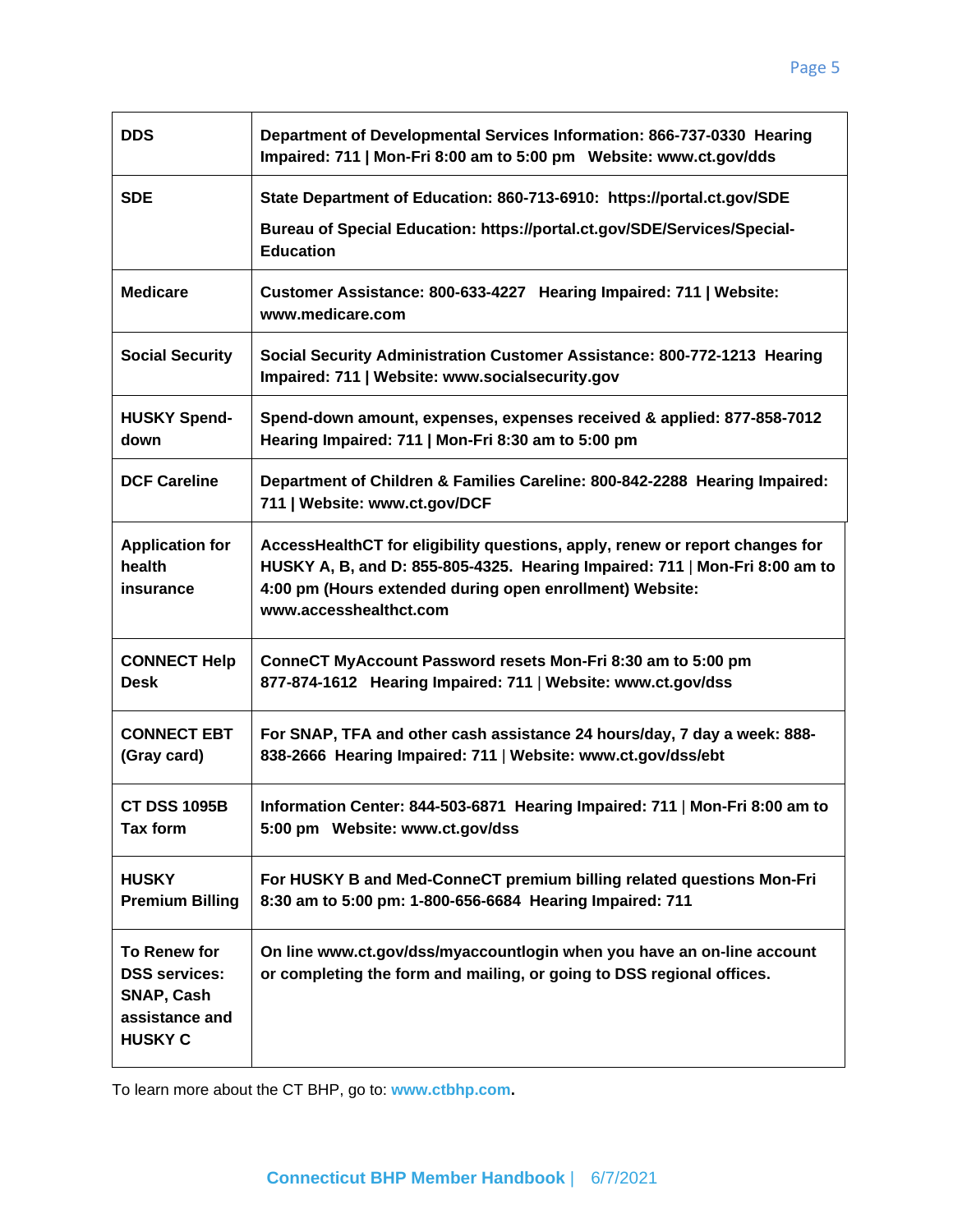| | |
|---|---|
| **DDS** | **Department of Developmental Services Information: 866-737-0330 Hearing Impaired: 711 \| Mon-Fri 8:00 am to 5:00 pm Website: www.ct.gov/dds** |
| **SDE** | **State Department of Education: 860-713-6910: https://portal.ct.gov/SDE**<br>**Bureau of Special Education: https://portal.ct.gov/SDE/Services/Special-Education** |
| **Medicare** | **Customer Assistance: 800-633-4227 Hearing Impaired: 711 \| Website: www.medicare.com** |
| **Social Security** | **Social Security Administration Customer Assistance: 800-772-1213 Hearing Impaired: 711 \| Website: www.socialsecurity.gov** |
| **HUSKY Spend-down** | **Spend-down amount, expenses, expenses received & applied: 877-858-7012 Hearing Impaired: 711 \| Mon-Fri 8:30 am to 5:00 pm** |
| **DCF Careline** | **Department of Children & Families Careline: 800-842-2288 Hearing Impaired: 711 \| Website: www.ct.gov/DCF** |
| **Application for health insurance** | **AccessHealthCT for eligibility questions, apply, renew or report changes for HUSKY A, B, and D: 855-805-4325. Hearing Impaired: 711 \| Mon-Fri 8:00 am to 4:00 pm (Hours extended during open enrollment) Website: www.accesshealthct.com** |
| **CONNECT Help Desk** | **ConneCT MyAccount Password resets Mon-Fri 8:30 am to 5:00 pm 877-874-1612 Hearing Impaired: 711 \| Website: www.ct.gov/dss** |
| **CONNECT EBT (Gray card)** | **For SNAP, TFA and other cash assistance 24 hours/day, 7 day a week: 888-838-2666 Hearing Impaired: 711 \| Website: www.ct.gov/dss/ebt** |
| **CT DSS 1095B Tax form** | **Information Center: 844-503-6871 Hearing Impaired: 711 \| Mon-Fri 8:00 am to 5:00 pm Website: www.ct.gov/dss** |
| **HUSKY Premium Billing** | **For HUSKY B and Med-ConneCT premium billing related questions Mon-Fri 8:30 am to 5:00 pm: 1-800-656-6684 Hearing Impaired: 711** |
| **To Renew for DSS services: SNAP, Cash assistance and HUSKY C** | **On line www.ct.gov/dss/myaccountlogin when you have an on-line account or completing the form and mailing, or going to DSS regional offices.** |

To learn more about the CT BHP, go to: **www.ctbhp.com.**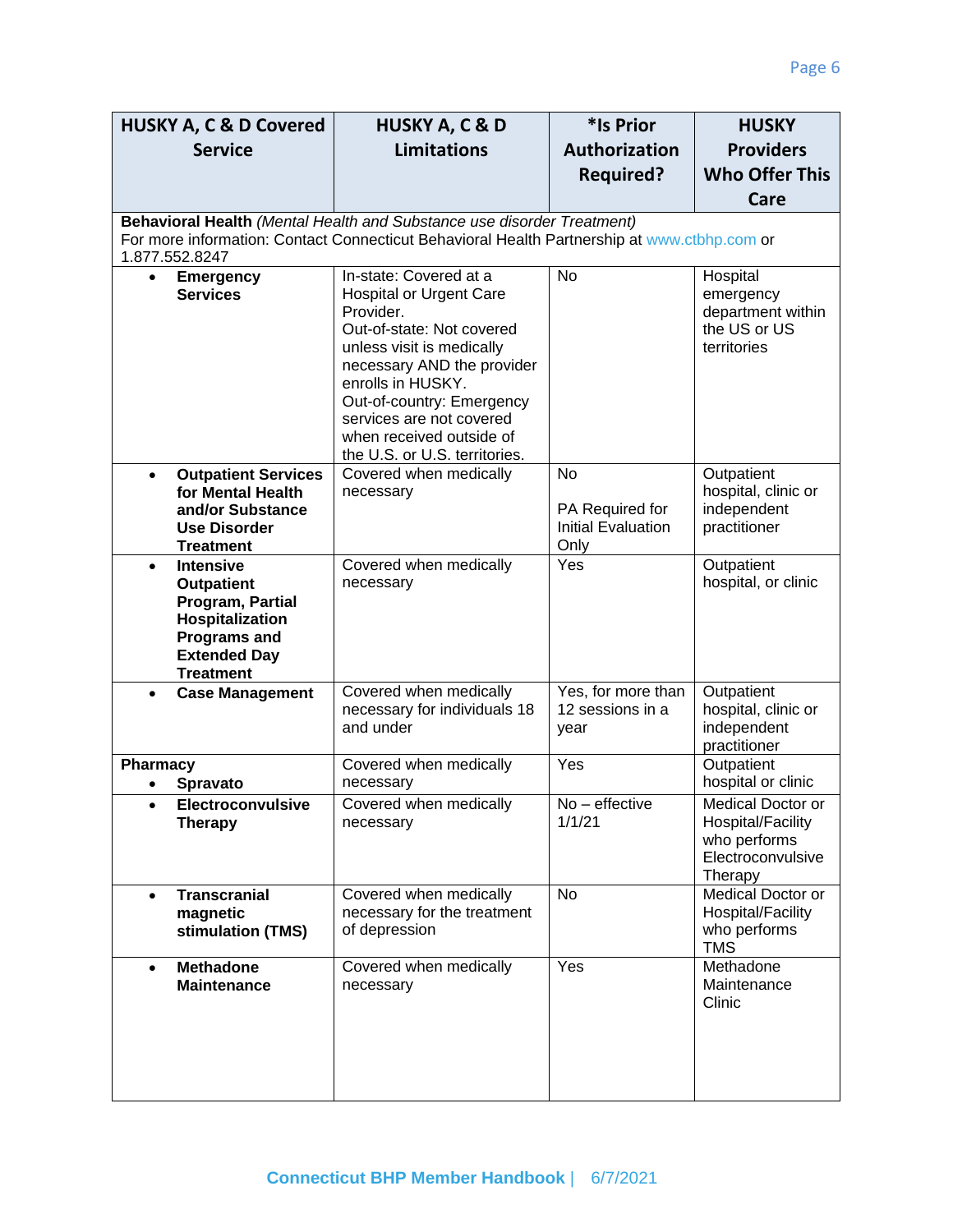| HUSKY A, C & D Covered Service | HUSKY A, C & D Limitations | *Is Prior Authorization Required? | HUSKY Providers Who Offer This Care |
|---|---|---|---|
| **Behavioral Health** *(Mental Health and Substance use disorder Treatment)* For more information: Contact Connecticut Behavioral Health Partnership at www.ctbhp.com or 1.877.552.8247 | | | |
| • **Emergency Services** | In-state: Covered at a Hospital or Urgent Care Provider. Out-of-state: Not covered unless visit is medically necessary AND the provider enrolls in HUSKY. Out-of-country: Emergency services are not covered when received outside of the U.S. or U.S. territories. | No | Hospital emergency department within the US or US territories |
| • **Outpatient Services for Mental Health and/or Substance Use Disorder Treatment** | Covered when medically necessary | No<br><br>PA Required for Initial Evaluation Only | Outpatient hospital, clinic or independent practitioner |
| • **Intensive Outpatient Program, Partial Hospitalization Programs and Extended Day Treatment** | Covered when medically necessary | Yes | Outpatient hospital, or clinic |
| • **Case Management** | Covered when medically necessary for individuals 18 and under | Yes, for more than 12 sessions in a year | Outpatient hospital, clinic or independent practitioner |
| **Pharmacy**<br>• **Spravato** | Covered when medically necessary | Yes | Outpatient hospital or clinic |
| • **Electroconvulsive Therapy** | Covered when medically necessary | No – effective 1/1/21 | Medical Doctor or Hospital/Facility who performs Electroconvulsive Therapy |
| • **Transcranial magnetic stimulation (TMS)** | Covered when medically necessary for the treatment of depression | No | Medical Doctor or Hospital/Facility who performs TMS |
| • **Methadone Maintenance** | Covered when medically necessary | Yes | Methadone Maintenance Clinic |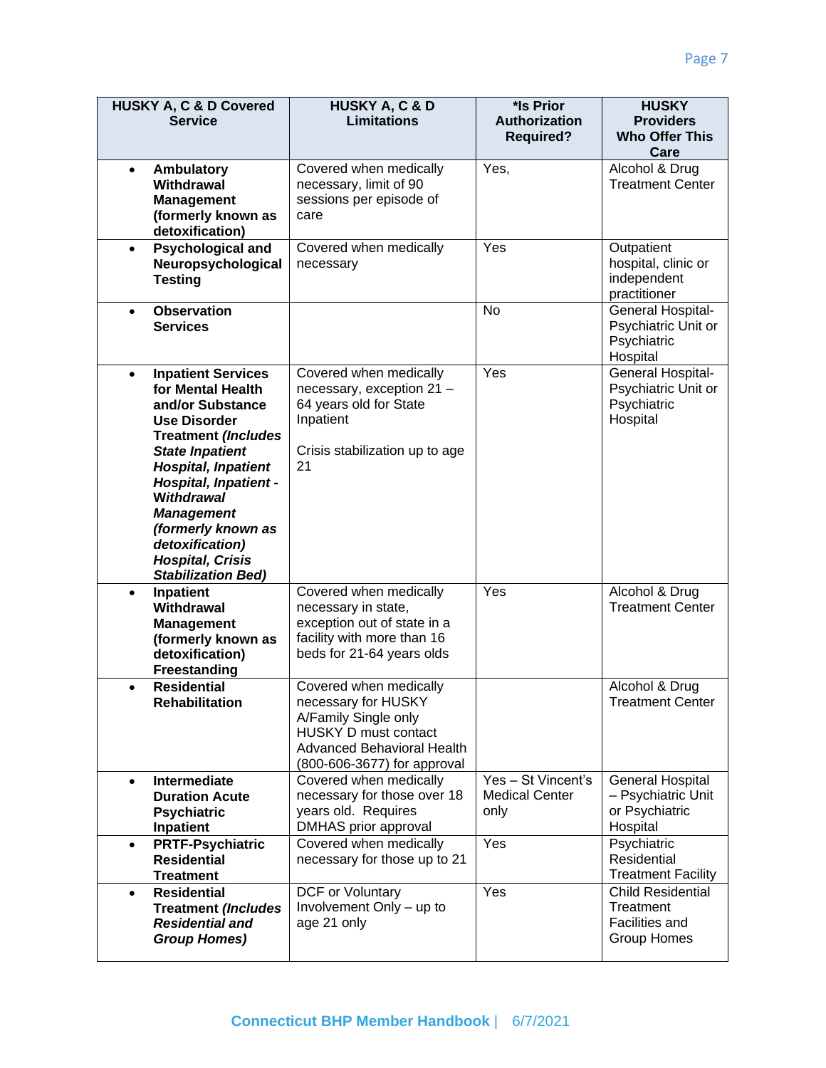| HUSKY A, C & D Covered Service | HUSKY A, C & D Limitations | *Is Prior Authorization Required? | HUSKY Providers Who Offer This Care |
|---|---|---|---|
| • **Ambulatory Withdrawal Management (formerly known as detoxification)** | Covered when medically necessary, limit of 90 sessions per episode of care | Yes, | Alcohol & Drug Treatment Center |
| • **Psychological and Neuropsychological Testing** | Covered when medically necessary | Yes | Outpatient hospital, clinic or independent practitioner |
| • **Observation Services** | | No | General Hospital-Psychiatric Unit or Psychiatric Hospital |
| • **Inpatient Services for Mental Health and/or Substance Use Disorder Treatment *(Includes State Inpatient Hospital, Inpatient Hospital, Inpatient - Withdrawal Management (formerly known as detoxification) Hospital, Crisis Stabilization Bed)*** | Covered when medically necessary, exception 21 – 64 years old for State Inpatient<br><br>Crisis stabilization up to age 21 | Yes | General Hospital-Psychiatric Unit or Psychiatric Hospital |
| • **Inpatient Withdrawal Management (formerly known as detoxification) Freestanding** | Covered when medically necessary in state, exception out of state in a facility with more than 16 beds for 21-64 years olds | Yes | Alcohol & Drug Treatment Center |
| • **Residential Rehabilitation** | Covered when medically necessary for HUSKY A/Family Single only HUSKY D must contact Advanced Behavioral Health (800-606-3677) for approval | | Alcohol & Drug Treatment Center |
| • **Intermediate Duration Acute Psychiatric Inpatient** | Covered when medically necessary for those over 18 years old. Requires DMHAS prior approval | Yes – St Vincent's Medical Center only | General Hospital – Psychiatric Unit or Psychiatric Hospital |
| • **PRTF-Psychiatric Residential Treatment** | Covered when medically necessary for those up to 21 | Yes | Psychiatric Residential Treatment Facility |
| • **Residential Treatment *(Includes Residential and Group Homes)*** | DCF or Voluntary Involvement Only – up to age 21 only | Yes | Child Residential Treatment Facilities and Group Homes |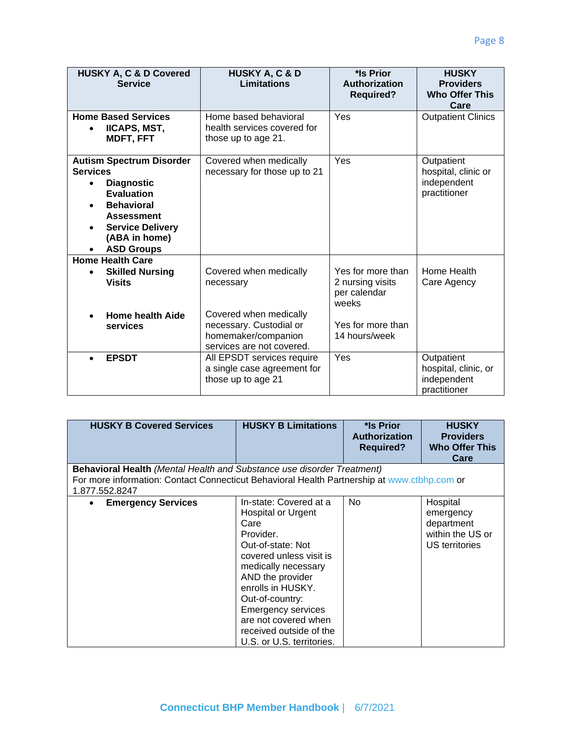| HUSKY A, C & D Covered Service | HUSKY A, C & D Limitations | *Is Prior Authorization Required? | HUSKY Providers Who Offer This Care |
|---|---|---|---|
| **Home Based Services**<br>• **IICAPS, MST, MDFT, FFT** | Home based behavioral health services covered for those up to age 21. | Yes | Outpatient Clinics |
| **Autism Spectrum Disorder Services**<br>• **Diagnostic Evaluation**<br>• **Behavioral Assessment**<br>• **Service Delivery (ABA in home)**<br>• **ASD Groups** | Covered when medically necessary for those up to 21 | Yes | Outpatient hospital, clinic or independent practitioner |
| **Home Health Care**<br>• **Skilled Nursing Visits** | Covered when medically necessary | Yes for more than 2 nursing visits per calendar weeks | Home Health Care Agency |
| • **Home health Aide services** | Covered when medically necessary. Custodial or homemaker/companion services are not covered. | Yes for more than 14 hours/week | |
| • **EPSDT** | All EPSDT services require a single case agreement for those up to age 21 | Yes | Outpatient hospital, clinic, or independent practitioner |

| HUSKY B Covered Services | HUSKY B Limitations | *Is Prior Authorization Required? | HUSKY Providers Who Offer This Care |
|---|---|---|---|
| **Behavioral Health** *(Mental Health and Substance use disorder Treatment)*<br>For more information: Contact Connecticut Behavioral Health Partnership at www.ctbhp.com or 1.877.552.8247 | | | |
| • **Emergency Services** | In-state: Covered at a Hospital or Urgent Care Provider.<br>Out-of-state: Not covered unless visit is medically necessary AND the provider enrolls in HUSKY.<br>Out-of-country: Emergency services are not covered when received outside of the U.S. or U.S. territories. | No | Hospital emergency department within the US or US territories |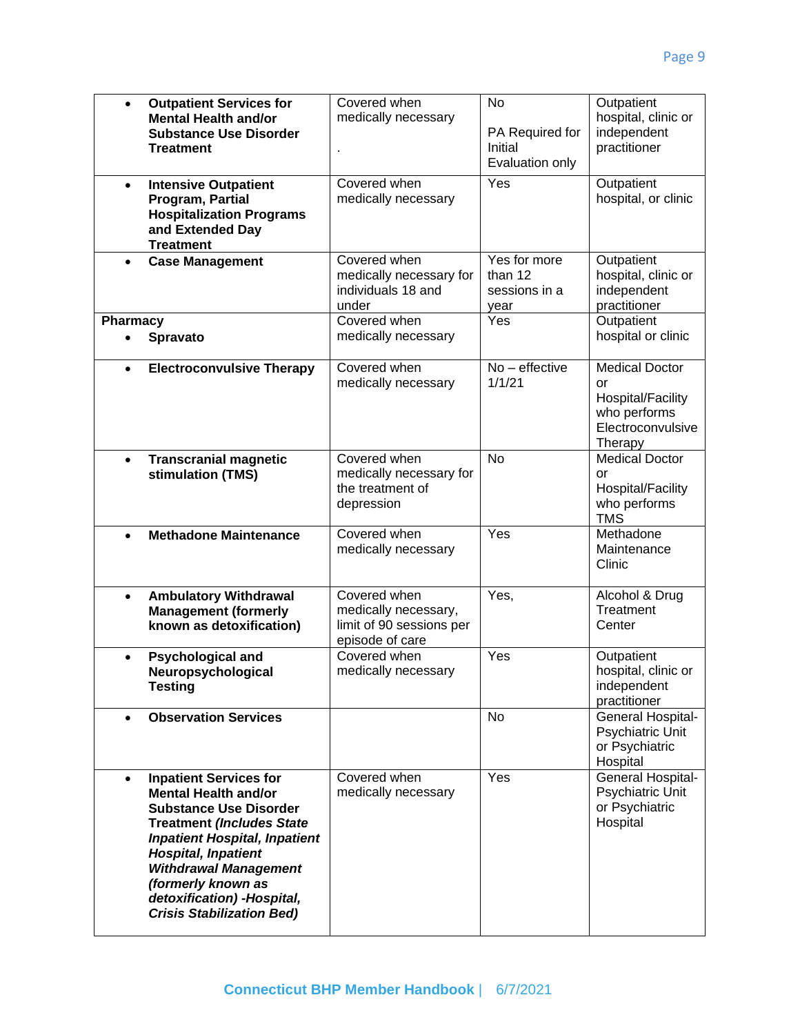| | | | |
|---|---|---|---|
| • **Outpatient Services for Mental Health and/or Substance Use Disorder Treatment** | Covered when medically necessary<br><br>. | No<br><br>PA Required for Initial Evaluation only | Outpatient hospital, clinic or independent practitioner |
| • **Intensive Outpatient Program, Partial Hospitalization Programs and Extended Day Treatment** | Covered when medically necessary | Yes | Outpatient hospital, or clinic |
| • **Case Management** | Covered when medically necessary for individuals 18 and under | Yes for more than 12 sessions in a year | Outpatient hospital, clinic or independent practitioner |
| **Pharmacy**<br>• **Spravato** | Covered when medically necessary | Yes | Outpatient hospital or clinic |
| • **Electroconvulsive Therapy** | Covered when medically necessary | No – effective 1/1/21 | Medical Doctor or Hospital/Facility who performs Electroconvulsive Therapy |
| • **Transcranial magnetic stimulation (TMS)** | Covered when medically necessary for the treatment of depression | No | Medical Doctor or Hospital/Facility who performs TMS |
| • **Methadone Maintenance** | Covered when medically necessary | Yes | Methadone Maintenance Clinic |
| • **Ambulatory Withdrawal Management (formerly known as detoxification)** | Covered when medically necessary, limit of 90 sessions per episode of care | Yes, | Alcohol & Drug Treatment Center |
| • **Psychological and Neuropsychological Testing** | Covered when medically necessary | Yes | Outpatient hospital, clinic or independent practitioner |
| • **Observation Services** | | No | General Hospital-Psychiatric Unit or Psychiatric Hospital |
| • **Inpatient Services for Mental Health and/or Substance Use Disorder Treatment *(Includes State Inpatient Hospital, Inpatient Hospital, Inpatient Withdrawal Management (formerly known as detoxification) -Hospital, Crisis Stabilization Bed)*** | Covered when medically necessary | Yes | General Hospital-Psychiatric Unit or Psychiatric Hospital |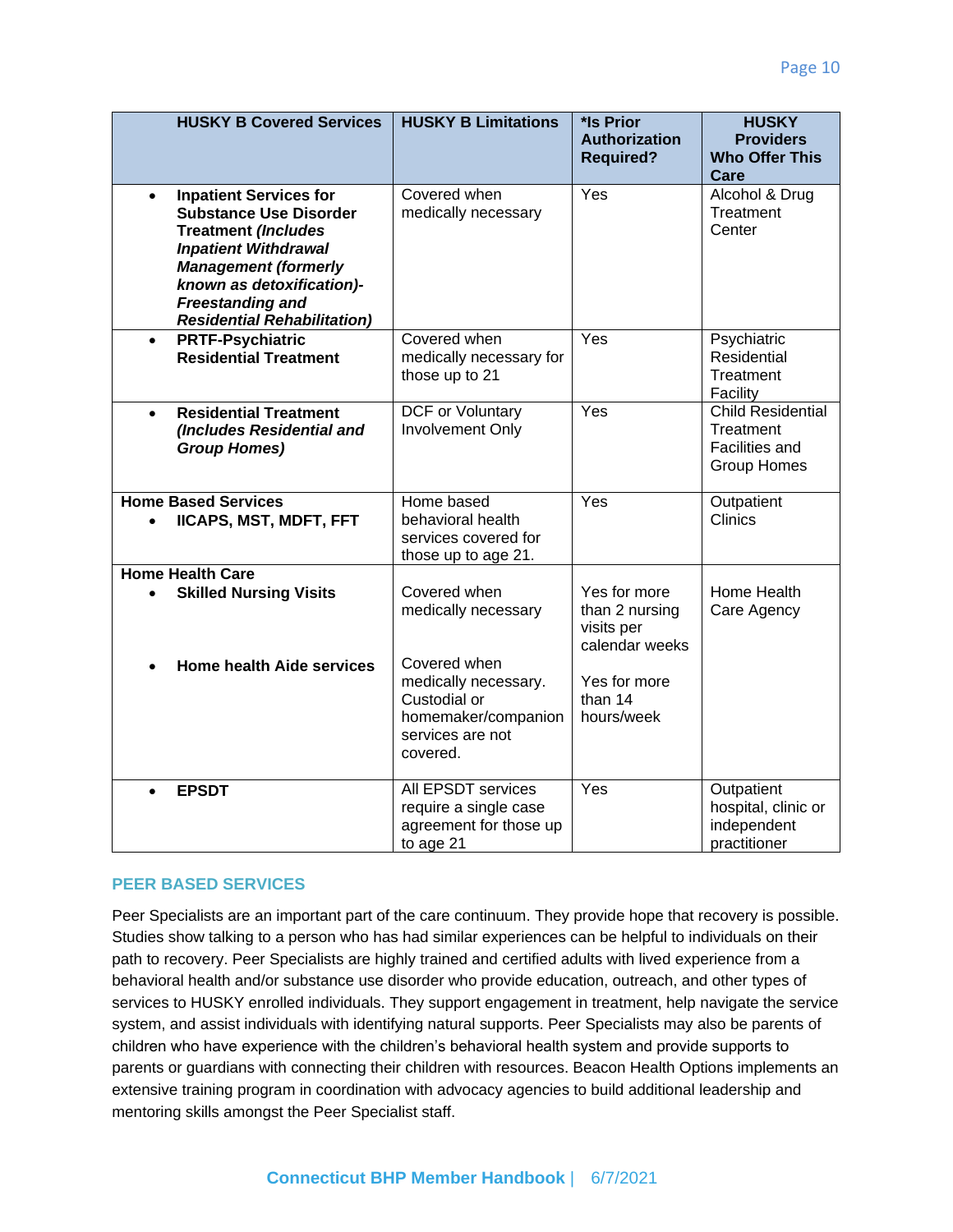| HUSKY B Covered Services | HUSKY B Limitations | *Is Prior Authorization Required? | HUSKY Providers Who Offer This Care |
|---|---|---|---|
| • **Inpatient Services for Substance Use Disorder Treatment *(Includes Inpatient Withdrawal Management (formerly known as detoxification)- Freestanding and Residential Rehabilitation)*** | Covered when medically necessary | Yes | Alcohol & Drug Treatment Center |
| • **PRTF-Psychiatric Residential Treatment** | Covered when medically necessary for those up to 21 | Yes | Psychiatric Residential Treatment Facility |
| • **Residential Treatment *(Includes Residential and Group Homes)*** | DCF or Voluntary Involvement Only | Yes | Child Residential Treatment Facilities and Group Homes |
| **Home Based Services**<br>• **IICAPS, MST, MDFT, FFT** | Home based behavioral health services covered for those up to age 21. | Yes | Outpatient Clinics |
| **Home Health Care**<br>• **Skilled Nursing Visits** | Covered when medically necessary | Yes for more than 2 nursing visits per calendar weeks | Home Health Care Agency |
| • **Home health Aide services** | Covered when medically necessary. Custodial or homemaker/companion services are not covered. | Yes for more than 14 hours/week | |
| • **EPSDT** | All EPSDT services require a single case agreement for those up to age 21 | Yes | Outpatient hospital, clinic or independent practitioner |

## PEER BASED SERVICES

Peer Specialists are an important part of the care continuum. They provide hope that recovery is possible. Studies show talking to a person who has had similar experiences can be helpful to individuals on their path to recovery. Peer Specialists are highly trained and certified adults with lived experience from a behavioral health and/or substance use disorder who provide education, outreach, and other types of services to HUSKY enrolled individuals. They support engagement in treatment, help navigate the service system, and assist individuals with identifying natural supports. Peer Specialists may also be parents of children who have experience with the children's behavioral health system and provide supports to parents or guardians with connecting their children with resources. Beacon Health Options implements an extensive training program in coordination with advocacy agencies to build additional leadership and mentoring skills amongst the Peer Specialist staff.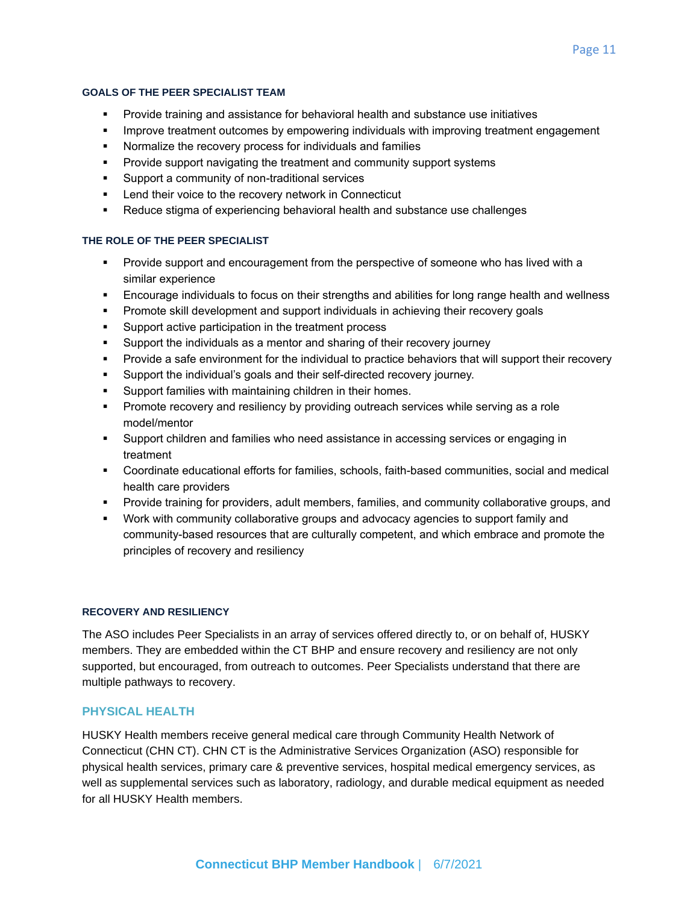#### GOALS OF THE PEER SPECIALIST TEAM

- Provide training and assistance for behavioral health and substance use initiatives
- Improve treatment outcomes by empowering individuals with improving treatment engagement
- Normalize the recovery process for individuals and families
- Provide support navigating the treatment and community support systems
- Support a community of non-traditional services
- Lend their voice to the recovery network in Connecticut
- Reduce stigma of experiencing behavioral health and substance use challenges

#### THE ROLE OF THE PEER SPECIALIST

- Provide support and encouragement from the perspective of someone who has lived with a similar experience
- Encourage individuals to focus on their strengths and abilities for long range health and wellness
- Promote skill development and support individuals in achieving their recovery goals
- Support active participation in the treatment process
- Support the individuals as a mentor and sharing of their recovery journey
- Provide a safe environment for the individual to practice behaviors that will support their recovery
- Support the individual's goals and their self-directed recovery journey.
- Support families with maintaining children in their homes.
- Promote recovery and resiliency by providing outreach services while serving as a role model/mentor
- Support children and families who need assistance in accessing services or engaging in treatment
- Coordinate educational efforts for families, schools, faith-based communities, social and medical health care providers
- Provide training for providers, adult members, families, and community collaborative groups, and
- Work with community collaborative groups and advocacy agencies to support family and community-based resources that are culturally competent, and which embrace and promote the principles of recovery and resiliency

#### RECOVERY AND RESILIENCY

The ASO includes Peer Specialists in an array of services offered directly to, or on behalf of, HUSKY members. They are embedded within the CT BHP and ensure recovery and resiliency are not only supported, but encouraged, from outreach to outcomes. Peer Specialists understand that there are multiple pathways to recovery.

### PHYSICAL HEALTH

HUSKY Health members receive general medical care through Community Health Network of Connecticut (CHN CT). CHN CT is the Administrative Services Organization (ASO) responsible for physical health services, primary care & preventive services, hospital medical emergency services, as well as supplemental services such as laboratory, radiology, and durable medical equipment as needed for all HUSKY Health members.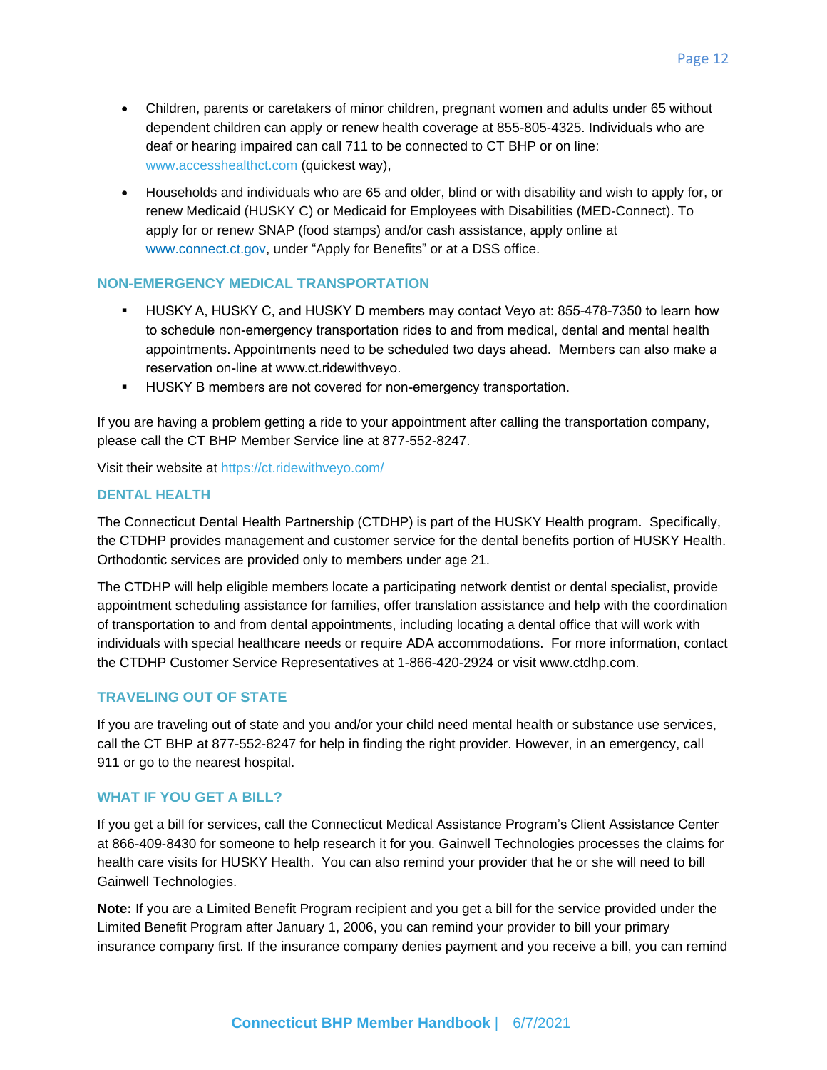- Children, parents or caretakers of minor children, pregnant women and adults under 65 without dependent children can apply or renew health coverage at 855-805-4325. Individuals who are deaf or hearing impaired can call 711 to be connected to CT BHP or on line: www.accesshealthct.com (quickest way),
- Households and individuals who are 65 and older, blind or with disability and wish to apply for, or renew Medicaid (HUSKY C) or Medicaid for Employees with Disabilities (MED-Connect). To apply for or renew SNAP (food stamps) and/or cash assistance, apply online at www.connect.ct.gov, under "Apply for Benefits" or at a DSS office.

### NON-EMERGENCY MEDICAL TRANSPORTATION

- HUSKY A, HUSKY C, and HUSKY D members may contact Veyo at: 855-478-7350 to learn how to schedule non-emergency transportation rides to and from medical, dental and mental health appointments. Appointments need to be scheduled two days ahead. Members can also make a reservation on-line at www.ct.ridewithveyo.
- HUSKY B members are not covered for non-emergency transportation.

If you are having a problem getting a ride to your appointment after calling the transportation company, please call the CT BHP Member Service line at 877-552-8247.

Visit their website at https://ct.ridewithveyo.com/

### DENTAL HEALTH

The Connecticut Dental Health Partnership (CTDHP) is part of the HUSKY Health program. Specifically, the CTDHP provides management and customer service for the dental benefits portion of HUSKY Health. Orthodontic services are provided only to members under age 21.

The CTDHP will help eligible members locate a participating network dentist or dental specialist, provide appointment scheduling assistance for families, offer translation assistance and help with the coordination of transportation to and from dental appointments, including locating a dental office that will work with individuals with special healthcare needs or require ADA accommodations. For more information, contact the CTDHP Customer Service Representatives at 1-866-420-2924 or visit www.ctdhp.com.

### TRAVELING OUT OF STATE

If you are traveling out of state and you and/or your child need mental health or substance use services, call the CT BHP at 877-552-8247 for help in finding the right provider. However, in an emergency, call 911 or go to the nearest hospital.

### WHAT IF YOU GET A BILL?

If you get a bill for services, call the Connecticut Medical Assistance Program's Client Assistance Center at 866-409-8430 for someone to help research it for you. Gainwell Technologies processes the claims for health care visits for HUSKY Health. You can also remind your provider that he or she will need to bill Gainwell Technologies.

**Note:** If you are a Limited Benefit Program recipient and you get a bill for the service provided under the Limited Benefit Program after January 1, 2006, you can remind your provider to bill your primary insurance company first. If the insurance company denies payment and you receive a bill, you can remind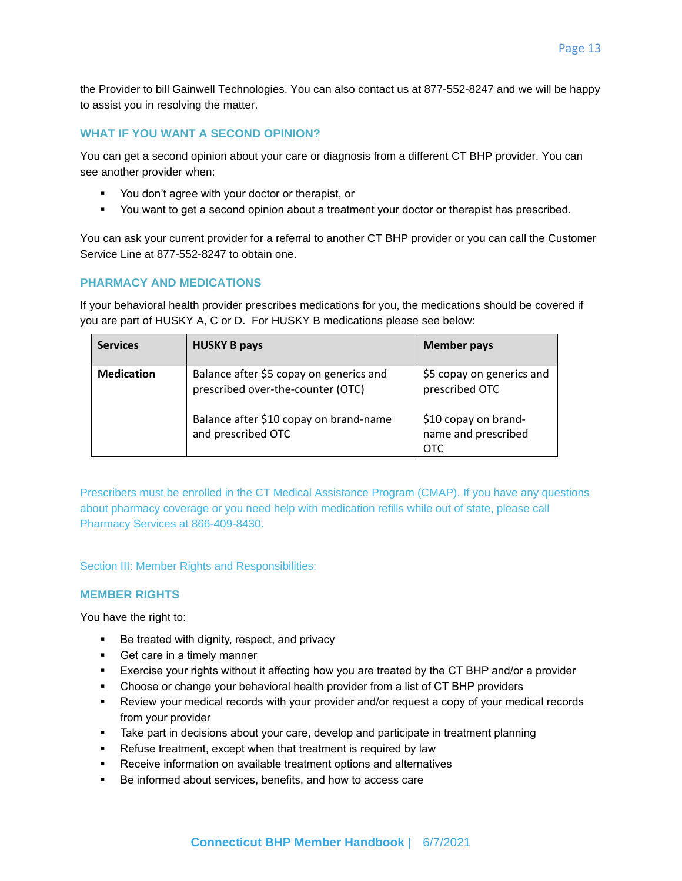the Provider to bill Gainwell Technologies. You can also contact us at 877-552-8247 and we will be happy to assist you in resolving the matter.

### WHAT IF YOU WANT A SECOND OPINION?

You can get a second opinion about your care or diagnosis from a different CT BHP provider. You can see another provider when:

- You don't agree with your doctor or therapist, or
- You want to get a second opinion about a treatment your doctor or therapist has prescribed.

You can ask your current provider for a referral to another CT BHP provider or you can call the Customer Service Line at 877-552-8247 to obtain one.

### PHARMACY AND MEDICATIONS

If your behavioral health provider prescribes medications for you, the medications should be covered if you are part of HUSKY A, C or D. For HUSKY B medications please see below:

| Services | HUSKY B pays | Member pays |
|---|---|---|
| **Medication** | Balance after $5 copay on generics and prescribed over-the-counter (OTC)<br><br>Balance after $10 copay on brand-name and prescribed OTC | $5 copay on generics and prescribed OTC<br><br>$10 copay on brand-name and prescribed OTC |

Prescribers must be enrolled in the CT Medical Assistance Program (CMAP). If you have any questions about pharmacy coverage or you need help with medication refills while out of state, please call Pharmacy Services at 866-409-8430.

## Section III: Member Rights and Responsibilities:

### MEMBER RIGHTS

You have the right to:

- Be treated with dignity, respect, and privacy
- Get care in a timely manner
- Exercise your rights without it affecting how you are treated by the CT BHP and/or a provider
- Choose or change your behavioral health provider from a list of CT BHP providers
- Review your medical records with your provider and/or request a copy of your medical records from your provider
- Take part in decisions about your care, develop and participate in treatment planning
- Refuse treatment, except when that treatment is required by law
- Receive information on available treatment options and alternatives
- Be informed about services, benefits, and how to access care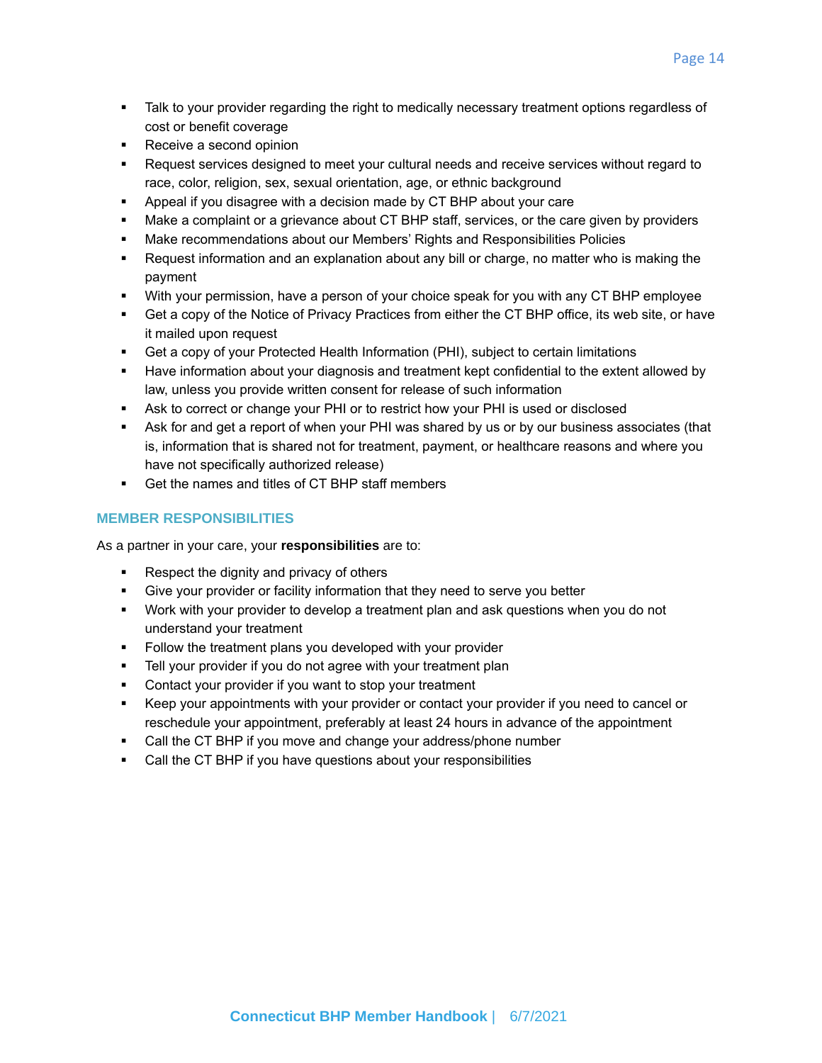- Talk to your provider regarding the right to medically necessary treatment options regardless of cost or benefit coverage
- Receive a second opinion
- Request services designed to meet your cultural needs and receive services without regard to race, color, religion, sex, sexual orientation, age, or ethnic background
- Appeal if you disagree with a decision made by CT BHP about your care
- Make a complaint or a grievance about CT BHP staff, services, or the care given by providers
- Make recommendations about our Members' Rights and Responsibilities Policies
- Request information and an explanation about any bill or charge, no matter who is making the payment
- With your permission, have a person of your choice speak for you with any CT BHP employee
- Get a copy of the Notice of Privacy Practices from either the CT BHP office, its web site, or have it mailed upon request
- Get a copy of your Protected Health Information (PHI), subject to certain limitations
- Have information about your diagnosis and treatment kept confidential to the extent allowed by law, unless you provide written consent for release of such information
- Ask to correct or change your PHI or to restrict how your PHI is used or disclosed
- Ask for and get a report of when your PHI was shared by us or by our business associates (that is, information that is shared not for treatment, payment, or healthcare reasons and where you have not specifically authorized release)
- Get the names and titles of CT BHP staff members

## MEMBER RESPONSIBILITIES

As a partner in your care, your **responsibilities** are to:

- Respect the dignity and privacy of others
- Give your provider or facility information that they need to serve you better
- Work with your provider to develop a treatment plan and ask questions when you do not understand your treatment
- Follow the treatment plans you developed with your provider
- Tell your provider if you do not agree with your treatment plan
- Contact your provider if you want to stop your treatment
- Keep your appointments with your provider or contact your provider if you need to cancel or reschedule your appointment, preferably at least 24 hours in advance of the appointment
- Call the CT BHP if you move and change your address/phone number
- Call the CT BHP if you have questions about your responsibilities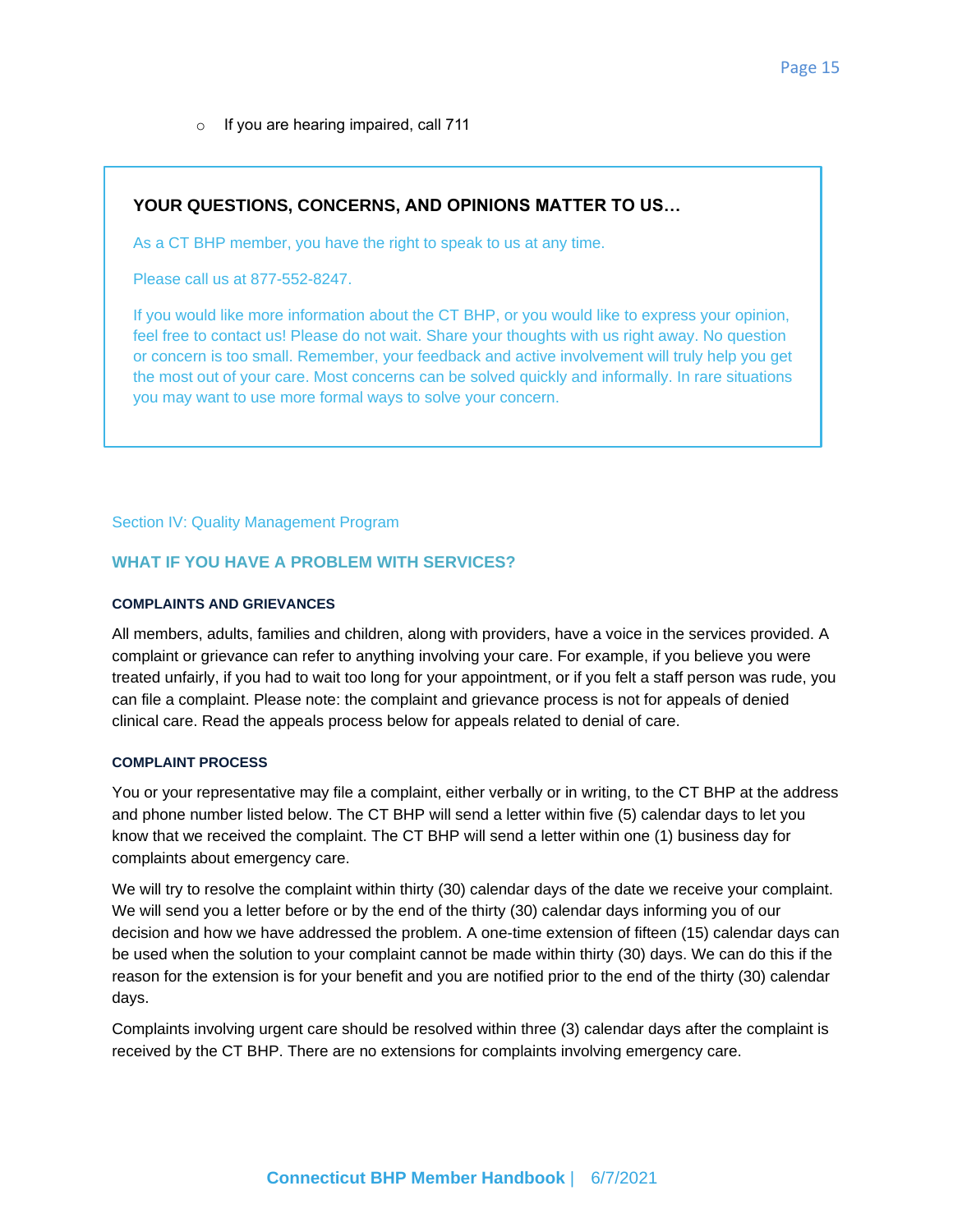- If you are hearing impaired, call 711

**YOUR QUESTIONS, CONCERNS, AND OPINIONS MATTER TO US…**

As a CT BHP member, you have the right to speak to us at any time.

Please call us at 877-552-8247.

If you would like more information about the CT BHP, or you would like to express your opinion, feel free to contact us! Please do not wait. Share your thoughts with us right away. No question or concern is too small. Remember, your feedback and active involvement will truly help you get the most out of your care. Most concerns can be solved quickly and informally. In rare situations you may want to use more formal ways to solve your concern.

## Section IV: Quality Management Program

### WHAT IF YOU HAVE A PROBLEM WITH SERVICES?

#### COMPLAINTS AND GRIEVANCES

All members, adults, families and children, along with providers, have a voice in the services provided. A complaint or grievance can refer to anything involving your care. For example, if you believe you were treated unfairly, if you had to wait too long for your appointment, or if you felt a staff person was rude, you can file a complaint. Please note: the complaint and grievance process is not for appeals of denied clinical care. Read the appeals process below for appeals related to denial of care.

#### COMPLAINT PROCESS

You or your representative may file a complaint, either verbally or in writing, to the CT BHP at the address and phone number listed below. The CT BHP will send a letter within five (5) calendar days to let you know that we received the complaint. The CT BHP will send a letter within one (1) business day for complaints about emergency care.

We will try to resolve the complaint within thirty (30) calendar days of the date we receive your complaint. We will send you a letter before or by the end of the thirty (30) calendar days informing you of our decision and how we have addressed the problem. A one-time extension of fifteen (15) calendar days can be used when the solution to your complaint cannot be made within thirty (30) days. We can do this if the reason for the extension is for your benefit and you are notified prior to the end of the thirty (30) calendar days.

Complaints involving urgent care should be resolved within three (3) calendar days after the complaint is received by the CT BHP. There are no extensions for complaints involving emergency care.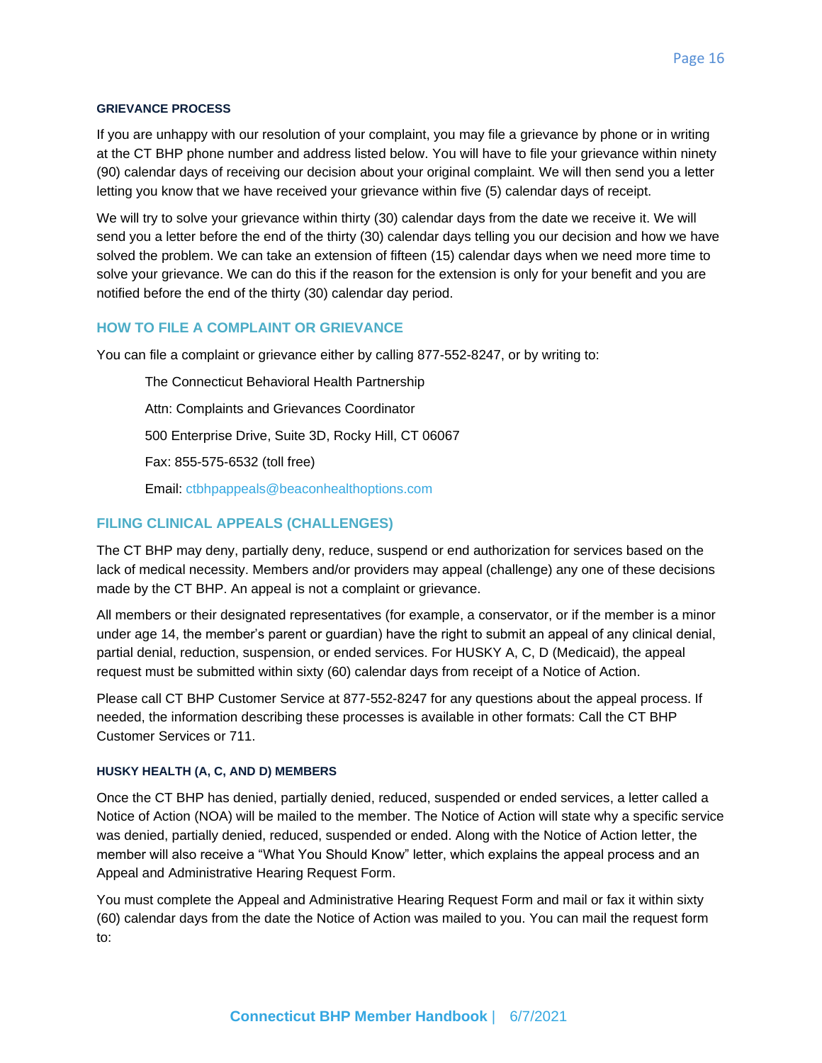#### GRIEVANCE PROCESS

If you are unhappy with our resolution of your complaint, you may file a grievance by phone or in writing at the CT BHP phone number and address listed below. You will have to file your grievance within ninety (90) calendar days of receiving our decision about your original complaint. We will then send you a letter letting you know that we have received your grievance within five (5) calendar days of receipt.

We will try to solve your grievance within thirty (30) calendar days from the date we receive it. We will send you a letter before the end of the thirty (30) calendar days telling you our decision and how we have solved the problem. We can take an extension of fifteen (15) calendar days when we need more time to solve your grievance. We can do this if the reason for the extension is only for your benefit and you are notified before the end of the thirty (30) calendar day period.

### HOW TO FILE A COMPLAINT OR GRIEVANCE

You can file a complaint or grievance either by calling 877-552-8247, or by writing to:

The Connecticut Behavioral Health Partnership

Attn: Complaints and Grievances Coordinator

500 Enterprise Drive, Suite 3D, Rocky Hill, CT 06067

Fax: 855-575-6532 (toll free)

Email: ctbhpappeals@beaconhealthoptions.com

### FILING CLINICAL APPEALS (CHALLENGES)

The CT BHP may deny, partially deny, reduce, suspend or end authorization for services based on the lack of medical necessity. Members and/or providers may appeal (challenge) any one of these decisions made by the CT BHP. An appeal is not a complaint or grievance.

All members or their designated representatives (for example, a conservator, or if the member is a minor under age 14, the member's parent or guardian) have the right to submit an appeal of any clinical denial, partial denial, reduction, suspension, or ended services. For HUSKY A, C, D (Medicaid), the appeal request must be submitted within sixty (60) calendar days from receipt of a Notice of Action.

Please call CT BHP Customer Service at 877-552-8247 for any questions about the appeal process. If needed, the information describing these processes is available in other formats: Call the CT BHP Customer Services or 711.

#### HUSKY HEALTH (A, C, AND D) MEMBERS

Once the CT BHP has denied, partially denied, reduced, suspended or ended services, a letter called a Notice of Action (NOA) will be mailed to the member. The Notice of Action will state why a specific service was denied, partially denied, reduced, suspended or ended. Along with the Notice of Action letter, the member will also receive a "What You Should Know" letter, which explains the appeal process and an Appeal and Administrative Hearing Request Form.

You must complete the Appeal and Administrative Hearing Request Form and mail or fax it within sixty (60) calendar days from the date the Notice of Action was mailed to you. You can mail the request form to: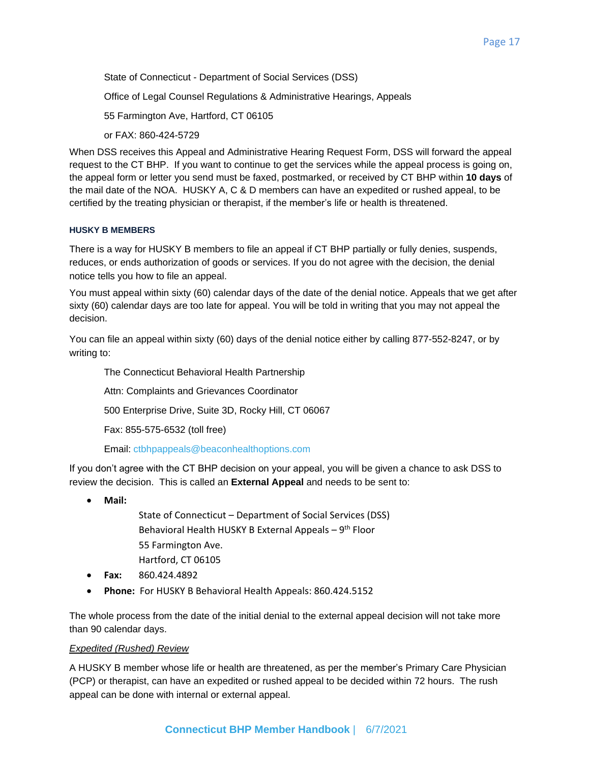State of Connecticut - Department of Social Services (DSS)

Office of Legal Counsel Regulations & Administrative Hearings, Appeals

55 Farmington Ave, Hartford, CT 06105

or FAX: 860-424-5729

When DSS receives this Appeal and Administrative Hearing Request Form, DSS will forward the appeal request to the CT BHP. If you want to continue to get the services while the appeal process is going on, the appeal form or letter you send must be faxed, postmarked, or received by CT BHP within **10 days** of the mail date of the NOA. HUSKY A, C & D members can have an expedited or rushed appeal, to be certified by the treating physician or therapist, if the member's life or health is threatened.

#### HUSKY B MEMBERS

There is a way for HUSKY B members to file an appeal if CT BHP partially or fully denies, suspends, reduces, or ends authorization of goods or services. If you do not agree with the decision, the denial notice tells you how to file an appeal.

You must appeal within sixty (60) calendar days of the date of the denial notice. Appeals that we get after sixty (60) calendar days are too late for appeal. You will be told in writing that you may not appeal the decision.

You can file an appeal within sixty (60) days of the denial notice either by calling 877-552-8247, or by writing to:

The Connecticut Behavioral Health Partnership

Attn: Complaints and Grievances Coordinator

500 Enterprise Drive, Suite 3D, Rocky Hill, CT 06067

Fax: 855-575-6532 (toll free)

Email: ctbhpappeals@beaconhealthoptions.com

If you don't agree with the CT BHP decision on your appeal, you will be given a chance to ask DSS to review the decision. This is called an **External Appeal** and needs to be sent to:

- **Mail:**
  State of Connecticut – Department of Social Services (DSS)
  Behavioral Health HUSKY B External Appeals – 9th Floor
  55 Farmington Ave.
  Hartford, CT 06105
- **Fax:** 860.424.4892
- **Phone:** For HUSKY B Behavioral Health Appeals: 860.424.5152

The whole process from the date of the initial denial to the external appeal decision will not take more than 90 calendar days.

*Expedited (Rushed) Review*

A HUSKY B member whose life or health are threatened, as per the member's Primary Care Physician (PCP) or therapist, can have an expedited or rushed appeal to be decided within 72 hours. The rush appeal can be done with internal or external appeal.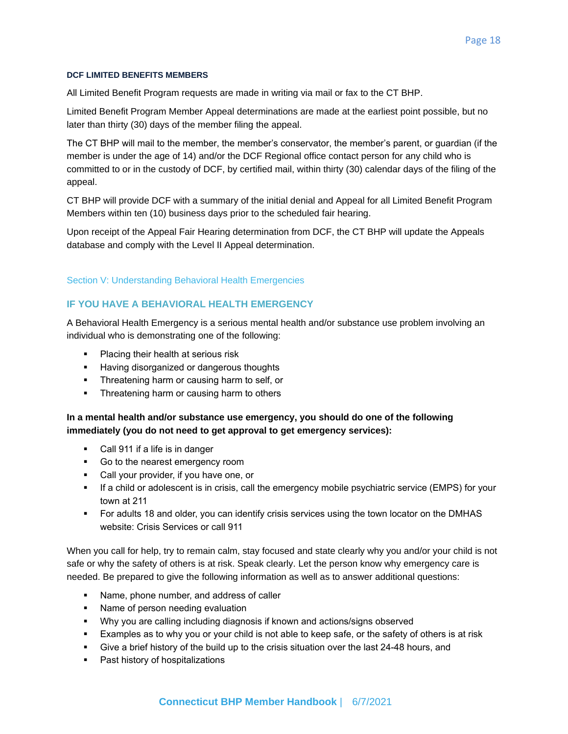#### DCF LIMITED BENEFITS MEMBERS

All Limited Benefit Program requests are made in writing via mail or fax to the CT BHP.

Limited Benefit Program Member Appeal determinations are made at the earliest point possible, but no later than thirty (30) days of the member filing the appeal.

The CT BHP will mail to the member, the member's conservator, the member's parent, or guardian (if the member is under the age of 14) and/or the DCF Regional office contact person for any child who is committed to or in the custody of DCF, by certified mail, within thirty (30) calendar days of the filing of the appeal.

CT BHP will provide DCF with a summary of the initial denial and Appeal for all Limited Benefit Program Members within ten (10) business days prior to the scheduled fair hearing.

Upon receipt of the Appeal Fair Hearing determination from DCF, the CT BHP will update the Appeals database and comply with the Level II Appeal determination.

## Section V: Understanding Behavioral Health Emergencies

### IF YOU HAVE A BEHAVIORAL HEALTH EMERGENCY

A Behavioral Health Emergency is a serious mental health and/or substance use problem involving an individual who is demonstrating one of the following:

- Placing their health at serious risk
- Having disorganized or dangerous thoughts
- Threatening harm or causing harm to self, or
- Threatening harm or causing harm to others

**In a mental health and/or substance use emergency, you should do one of the following immediately (you do not need to get approval to get emergency services):**

- Call 911 if a life is in danger
- Go to the nearest emergency room
- Call your provider, if you have one, or
- If a child or adolescent is in crisis, call the emergency mobile psychiatric service (EMPS) for your town at 211
- For adults 18 and older, you can identify crisis services using the town locator on the DMHAS website: Crisis Services or call 911

When you call for help, try to remain calm, stay focused and state clearly why you and/or your child is not safe or why the safety of others is at risk. Speak clearly. Let the person know why emergency care is needed. Be prepared to give the following information as well as to answer additional questions:

- Name, phone number, and address of caller
- Name of person needing evaluation
- Why you are calling including diagnosis if known and actions/signs observed
- Examples as to why you or your child is not able to keep safe, or the safety of others is at risk
- Give a brief history of the build up to the crisis situation over the last 24-48 hours, and
- Past history of hospitalizations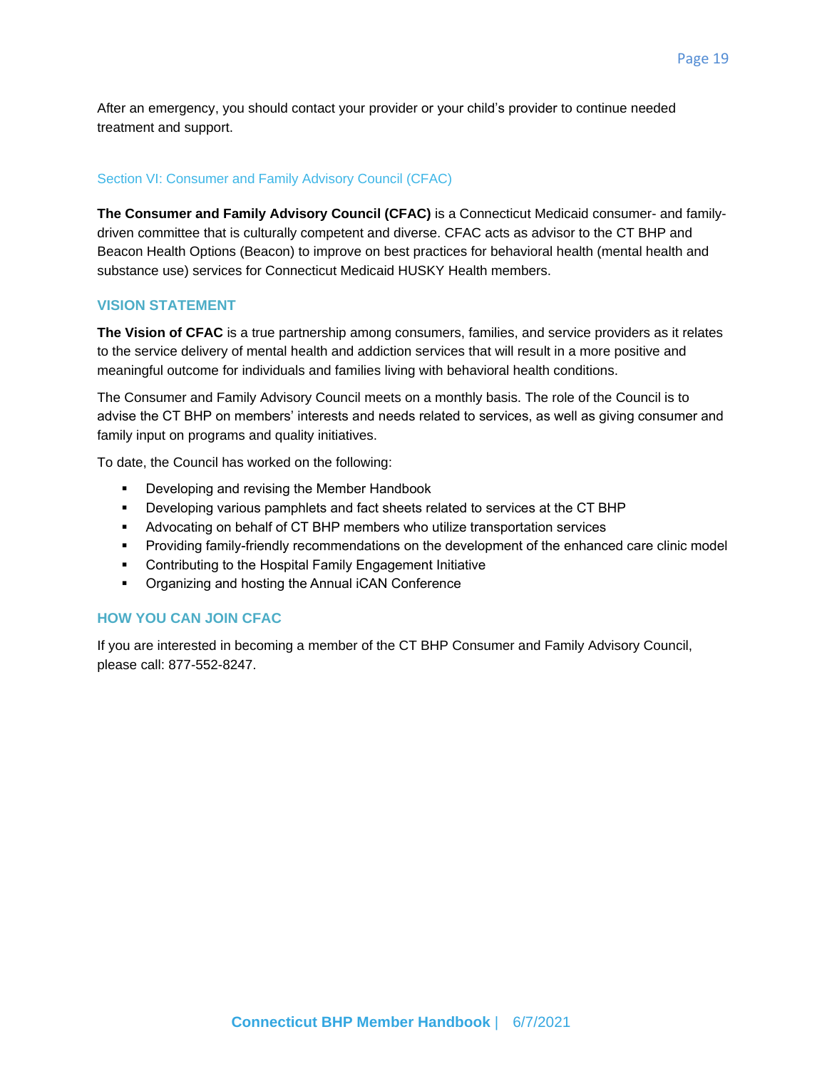After an emergency, you should contact your provider or your child's provider to continue needed treatment and support.

## Section VI: Consumer and Family Advisory Council (CFAC)

**The Consumer and Family Advisory Council (CFAC)** is a Connecticut Medicaid consumer- and family-driven committee that is culturally competent and diverse. CFAC acts as advisor to the CT BHP and Beacon Health Options (Beacon) to improve on best practices for behavioral health (mental health and substance use) services for Connecticut Medicaid HUSKY Health members.

### VISION STATEMENT

**The Vision of CFAC** is a true partnership among consumers, families, and service providers as it relates to the service delivery of mental health and addiction services that will result in a more positive and meaningful outcome for individuals and families living with behavioral health conditions.

The Consumer and Family Advisory Council meets on a monthly basis. The role of the Council is to advise the CT BHP on members' interests and needs related to services, as well as giving consumer and family input on programs and quality initiatives.

To date, the Council has worked on the following:

- Developing and revising the Member Handbook
- Developing various pamphlets and fact sheets related to services at the CT BHP
- Advocating on behalf of CT BHP members who utilize transportation services
- Providing family-friendly recommendations on the development of the enhanced care clinic model
- Contributing to the Hospital Family Engagement Initiative
- Organizing and hosting the Annual iCAN Conference

### HOW YOU CAN JOIN CFAC

If you are interested in becoming a member of the CT BHP Consumer and Family Advisory Council, please call: 877-552-8247.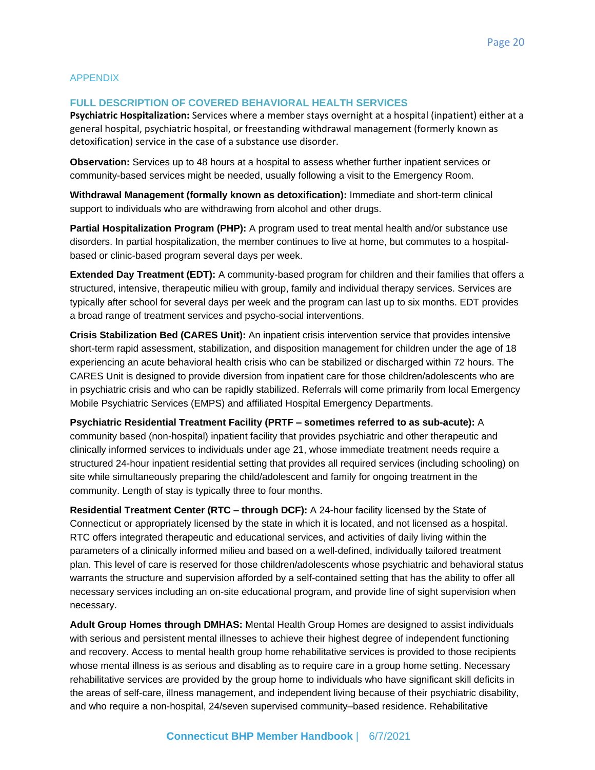## APPENDIX

### FULL DESCRIPTION OF COVERED BEHAVIORAL HEALTH SERVICES

**Psychiatric Hospitalization:** Services where a member stays overnight at a hospital (inpatient) either at a general hospital, psychiatric hospital, or freestanding withdrawal management (formerly known as detoxification) service in the case of a substance use disorder.

**Observation:** Services up to 48 hours at a hospital to assess whether further inpatient services or community-based services might be needed, usually following a visit to the Emergency Room.

**Withdrawal Management (formally known as detoxification):** Immediate and short-term clinical support to individuals who are withdrawing from alcohol and other drugs.

**Partial Hospitalization Program (PHP):** A program used to treat mental health and/or substance use disorders. In partial hospitalization, the member continues to live at home, but commutes to a hospital-based or clinic-based program several days per week.

**Extended Day Treatment (EDT):** A community-based program for children and their families that offers a structured, intensive, therapeutic milieu with group, family and individual therapy services. Services are typically after school for several days per week and the program can last up to six months. EDT provides a broad range of treatment services and psycho-social interventions.

**Crisis Stabilization Bed (CARES Unit):** An inpatient crisis intervention service that provides intensive short-term rapid assessment, stabilization, and disposition management for children under the age of 18 experiencing an acute behavioral health crisis who can be stabilized or discharged within 72 hours. The CARES Unit is designed to provide diversion from inpatient care for those children/adolescents who are in psychiatric crisis and who can be rapidly stabilized. Referrals will come primarily from local Emergency Mobile Psychiatric Services (EMPS) and affiliated Hospital Emergency Departments.

**Psychiatric Residential Treatment Facility (PRTF – sometimes referred to as sub-acute):** A community based (non-hospital) inpatient facility that provides psychiatric and other therapeutic and clinically informed services to individuals under age 21, whose immediate treatment needs require a structured 24-hour inpatient residential setting that provides all required services (including schooling) on site while simultaneously preparing the child/adolescent and family for ongoing treatment in the community. Length of stay is typically three to four months.

**Residential Treatment Center (RTC – through DCF):** A 24-hour facility licensed by the State of Connecticut or appropriately licensed by the state in which it is located, and not licensed as a hospital. RTC offers integrated therapeutic and educational services, and activities of daily living within the parameters of a clinically informed milieu and based on a well-defined, individually tailored treatment plan. This level of care is reserved for those children/adolescents whose psychiatric and behavioral status warrants the structure and supervision afforded by a self-contained setting that has the ability to offer all necessary services including an on-site educational program, and provide line of sight supervision when necessary.

**Adult Group Homes through DMHAS:** Mental Health Group Homes are designed to assist individuals with serious and persistent mental illnesses to achieve their highest degree of independent functioning and recovery. Access to mental health group home rehabilitative services is provided to those recipients whose mental illness is as serious and disabling as to require care in a group home setting. Necessary rehabilitative services are provided by the group home to individuals who have significant skill deficits in the areas of self-care, illness management, and independent living because of their psychiatric disability, and who require a non-hospital, 24/seven supervised community–based residence. Rehabilitative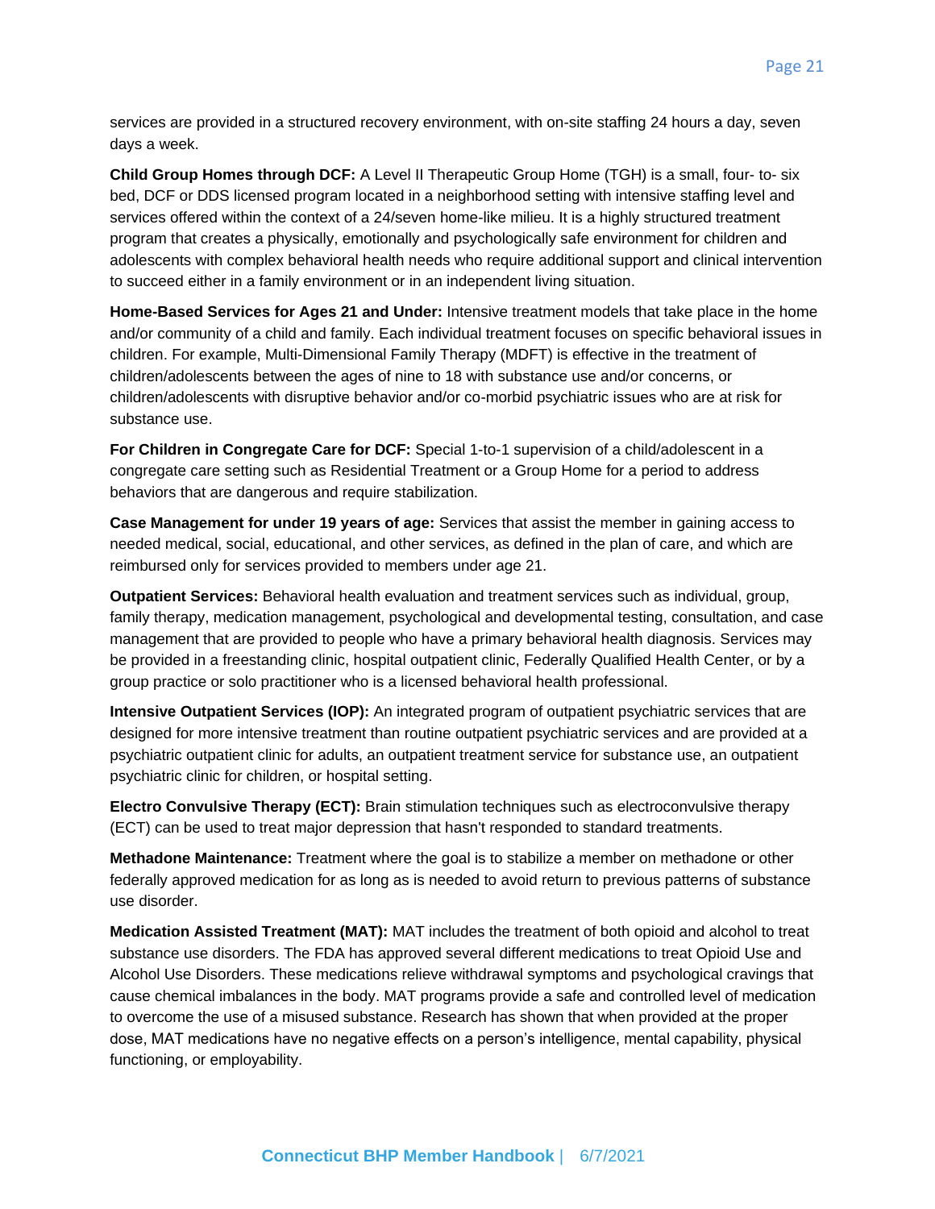services are provided in a structured recovery environment, with on-site staffing 24 hours a day, seven days a week.

**Child Group Homes through DCF:** A Level II Therapeutic Group Home (TGH) is a small, four- to- six bed, DCF or DDS licensed program located in a neighborhood setting with intensive staffing level and services offered within the context of a 24/seven home-like milieu. It is a highly structured treatment program that creates a physically, emotionally and psychologically safe environment for children and adolescents with complex behavioral health needs who require additional support and clinical intervention to succeed either in a family environment or in an independent living situation.

**Home-Based Services for Ages 21 and Under:** Intensive treatment models that take place in the home and/or community of a child and family. Each individual treatment focuses on specific behavioral issues in children. For example, Multi-Dimensional Family Therapy (MDFT) is effective in the treatment of children/adolescents between the ages of nine to 18 with substance use and/or concerns, or children/adolescents with disruptive behavior and/or co-morbid psychiatric issues who are at risk for substance use.

**For Children in Congregate Care for DCF:** Special 1-to-1 supervision of a child/adolescent in a congregate care setting such as Residential Treatment or a Group Home for a period to address behaviors that are dangerous and require stabilization.

**Case Management for under 19 years of age:** Services that assist the member in gaining access to needed medical, social, educational, and other services, as defined in the plan of care, and which are reimbursed only for services provided to members under age 21.

**Outpatient Services:** Behavioral health evaluation and treatment services such as individual, group, family therapy, medication management, psychological and developmental testing, consultation, and case management that are provided to people who have a primary behavioral health diagnosis. Services may be provided in a freestanding clinic, hospital outpatient clinic, Federally Qualified Health Center, or by a group practice or solo practitioner who is a licensed behavioral health professional.

**Intensive Outpatient Services (IOP):** An integrated program of outpatient psychiatric services that are designed for more intensive treatment than routine outpatient psychiatric services and are provided at a psychiatric outpatient clinic for adults, an outpatient treatment service for substance use, an outpatient psychiatric clinic for children, or hospital setting.

**Electro Convulsive Therapy (ECT):** Brain stimulation techniques such as electroconvulsive therapy (ECT) can be used to treat major depression that hasn't responded to standard treatments.

**Methadone Maintenance:** Treatment where the goal is to stabilize a member on methadone or other federally approved medication for as long as is needed to avoid return to previous patterns of substance use disorder.

**Medication Assisted Treatment (MAT):** MAT includes the treatment of both opioid and alcohol to treat substance use disorders. The FDA has approved several different medications to treat Opioid Use and Alcohol Use Disorders. These medications relieve withdrawal symptoms and psychological cravings that cause chemical imbalances in the body. MAT programs provide a safe and controlled level of medication to overcome the use of a misused substance. Research has shown that when provided at the proper dose, MAT medications have no negative effects on a person's intelligence, mental capability, physical functioning, or employability.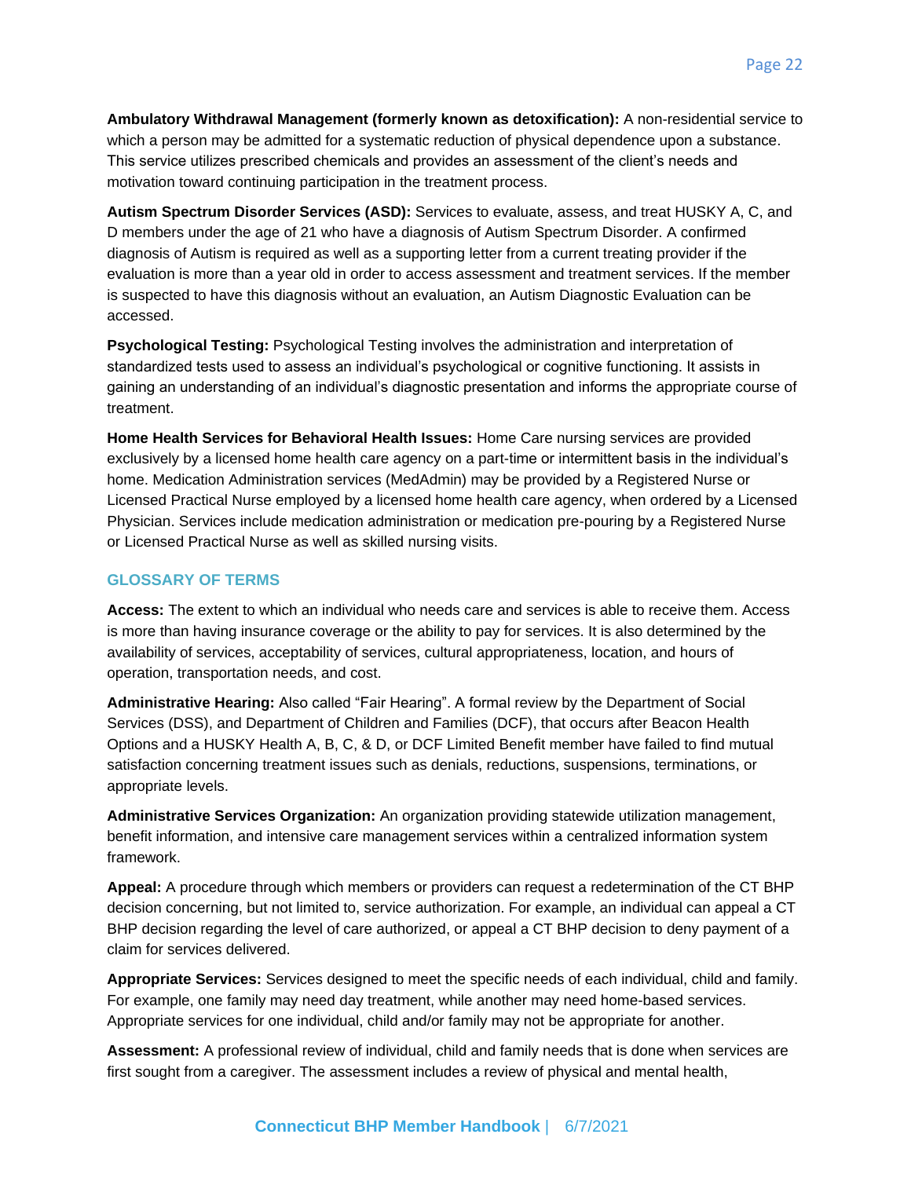**Ambulatory Withdrawal Management (formerly known as detoxification):** A non-residential service to which a person may be admitted for a systematic reduction of physical dependence upon a substance. This service utilizes prescribed chemicals and provides an assessment of the client's needs and motivation toward continuing participation in the treatment process.

**Autism Spectrum Disorder Services (ASD):** Services to evaluate, assess, and treat HUSKY A, C, and D members under the age of 21 who have a diagnosis of Autism Spectrum Disorder. A confirmed diagnosis of Autism is required as well as a supporting letter from a current treating provider if the evaluation is more than a year old in order to access assessment and treatment services. If the member is suspected to have this diagnosis without an evaluation, an Autism Diagnostic Evaluation can be accessed.

**Psychological Testing:** Psychological Testing involves the administration and interpretation of standardized tests used to assess an individual's psychological or cognitive functioning. It assists in gaining an understanding of an individual's diagnostic presentation and informs the appropriate course of treatment.

**Home Health Services for Behavioral Health Issues:** Home Care nursing services are provided exclusively by a licensed home health care agency on a part-time or intermittent basis in the individual's home. Medication Administration services (MedAdmin) may be provided by a Registered Nurse or Licensed Practical Nurse employed by a licensed home health care agency, when ordered by a Licensed Physician. Services include medication administration or medication pre-pouring by a Registered Nurse or Licensed Practical Nurse as well as skilled nursing visits.

## GLOSSARY OF TERMS

**Access:** The extent to which an individual who needs care and services is able to receive them. Access is more than having insurance coverage or the ability to pay for services. It is also determined by the availability of services, acceptability of services, cultural appropriateness, location, and hours of operation, transportation needs, and cost.

**Administrative Hearing:** Also called "Fair Hearing". A formal review by the Department of Social Services (DSS), and Department of Children and Families (DCF), that occurs after Beacon Health Options and a HUSKY Health A, B, C, & D, or DCF Limited Benefit member have failed to find mutual satisfaction concerning treatment issues such as denials, reductions, suspensions, terminations, or appropriate levels.

**Administrative Services Organization:** An organization providing statewide utilization management, benefit information, and intensive care management services within a centralized information system framework.

**Appeal:** A procedure through which members or providers can request a redetermination of the CT BHP decision concerning, but not limited to, service authorization. For example, an individual can appeal a CT BHP decision regarding the level of care authorized, or appeal a CT BHP decision to deny payment of a claim for services delivered.

**Appropriate Services:** Services designed to meet the specific needs of each individual, child and family. For example, one family may need day treatment, while another may need home-based services. Appropriate services for one individual, child and/or family may not be appropriate for another.

**Assessment:** A professional review of individual, child and family needs that is done when services are first sought from a caregiver. The assessment includes a review of physical and mental health,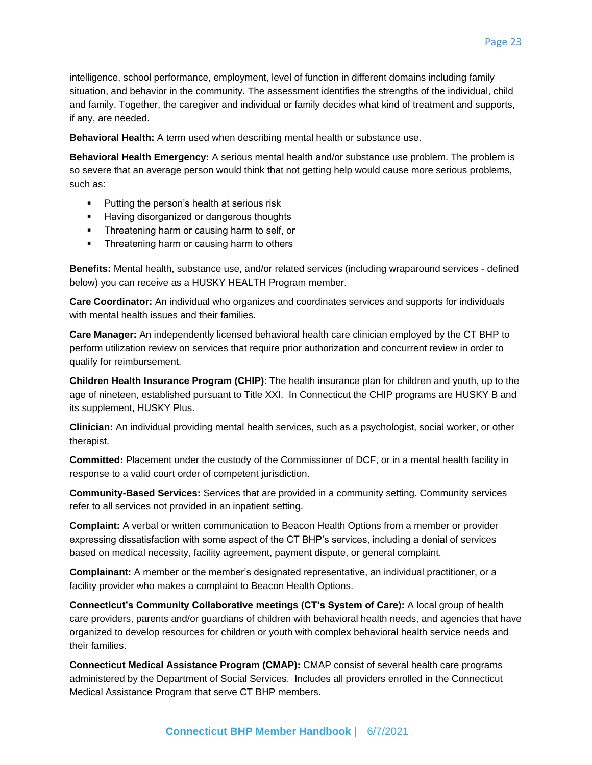intelligence, school performance, employment, level of function in different domains including family situation, and behavior in the community. The assessment identifies the strengths of the individual, child and family. Together, the caregiver and individual or family decides what kind of treatment and supports, if any, are needed.

**Behavioral Health:** A term used when describing mental health or substance use.

**Behavioral Health Emergency:** A serious mental health and/or substance use problem. The problem is so severe that an average person would think that not getting help would cause more serious problems, such as:

- Putting the person's health at serious risk
- Having disorganized or dangerous thoughts
- Threatening harm or causing harm to self, or
- Threatening harm or causing harm to others

**Benefits:** Mental health, substance use, and/or related services (including wraparound services - defined below) you can receive as a HUSKY HEALTH Program member.

**Care Coordinator:** An individual who organizes and coordinates services and supports for individuals with mental health issues and their families.

**Care Manager:** An independently licensed behavioral health care clinician employed by the CT BHP to perform utilization review on services that require prior authorization and concurrent review in order to qualify for reimbursement.

**Children Health Insurance Program (CHIP)**: The health insurance plan for children and youth, up to the age of nineteen, established pursuant to Title XXI. In Connecticut the CHIP programs are HUSKY B and its supplement, HUSKY Plus.

**Clinician:** An individual providing mental health services, such as a psychologist, social worker, or other therapist.

**Committed:** Placement under the custody of the Commissioner of DCF, or in a mental health facility in response to a valid court order of competent jurisdiction.

**Community-Based Services:** Services that are provided in a community setting. Community services refer to all services not provided in an inpatient setting.

**Complaint:** A verbal or written communication to Beacon Health Options from a member or provider expressing dissatisfaction with some aspect of the CT BHP's services, including a denial of services based on medical necessity, facility agreement, payment dispute, or general complaint.

**Complainant:** A member or the member's designated representative, an individual practitioner, or a facility provider who makes a complaint to Beacon Health Options.

**Connecticut's Community Collaborative meetings (CT's System of Care):** A local group of health care providers, parents and/or guardians of children with behavioral health needs, and agencies that have organized to develop resources for children or youth with complex behavioral health service needs and their families.

**Connecticut Medical Assistance Program (CMAP):** CMAP consist of several health care programs administered by the Department of Social Services. Includes all providers enrolled in the Connecticut Medical Assistance Program that serve CT BHP members.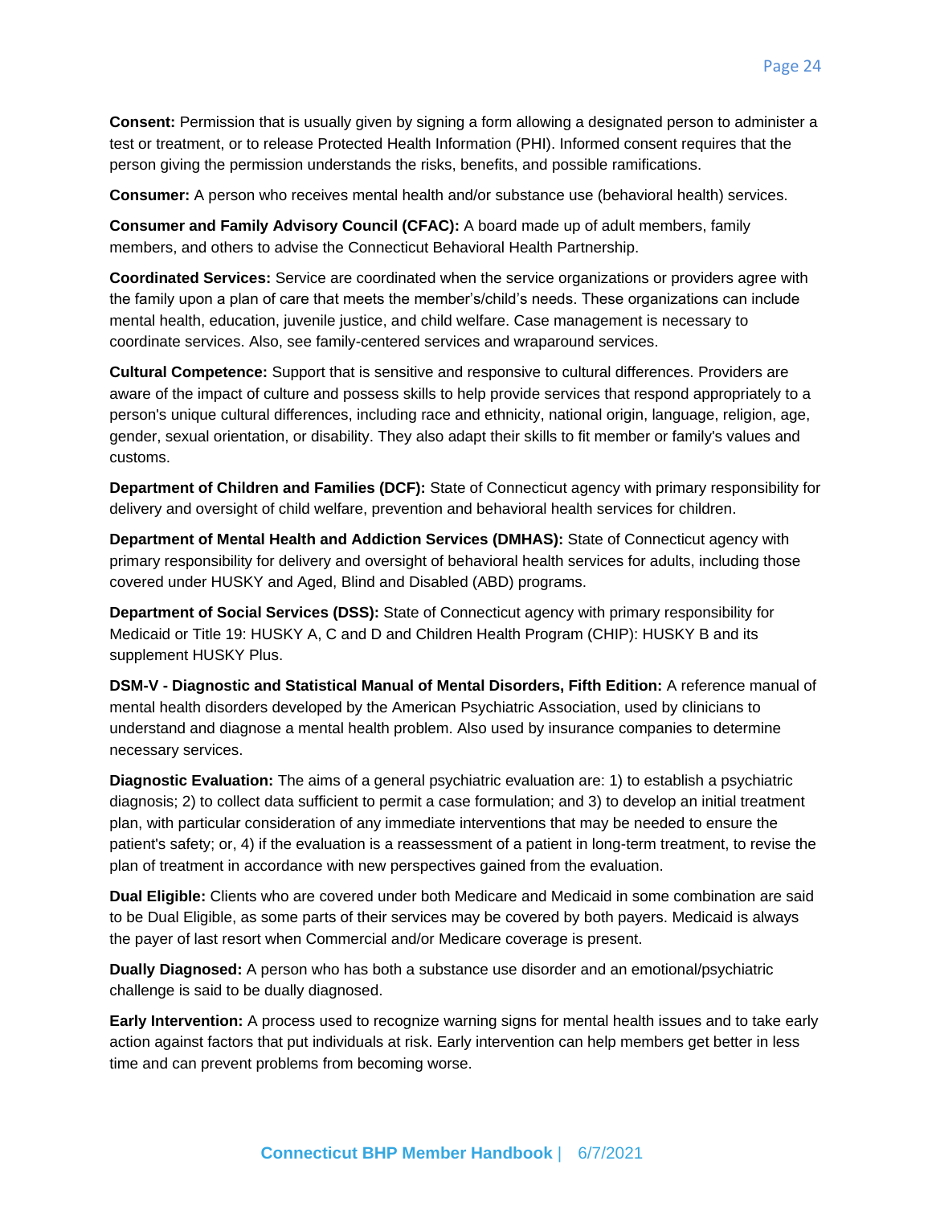**Consent:** Permission that is usually given by signing a form allowing a designated person to administer a test or treatment, or to release Protected Health Information (PHI). Informed consent requires that the person giving the permission understands the risks, benefits, and possible ramifications.

**Consumer:** A person who receives mental health and/or substance use (behavioral health) services.

**Consumer and Family Advisory Council (CFAC):** A board made up of adult members, family members, and others to advise the Connecticut Behavioral Health Partnership.

**Coordinated Services:** Service are coordinated when the service organizations or providers agree with the family upon a plan of care that meets the member's/child's needs. These organizations can include mental health, education, juvenile justice, and child welfare. Case management is necessary to coordinate services. Also, see family-centered services and wraparound services.

**Cultural Competence:** Support that is sensitive and responsive to cultural differences. Providers are aware of the impact of culture and possess skills to help provide services that respond appropriately to a person's unique cultural differences, including race and ethnicity, national origin, language, religion, age, gender, sexual orientation, or disability. They also adapt their skills to fit member or family's values and customs.

**Department of Children and Families (DCF):** State of Connecticut agency with primary responsibility for delivery and oversight of child welfare, prevention and behavioral health services for children.

**Department of Mental Health and Addiction Services (DMHAS):** State of Connecticut agency with primary responsibility for delivery and oversight of behavioral health services for adults, including those covered under HUSKY and Aged, Blind and Disabled (ABD) programs.

**Department of Social Services (DSS):** State of Connecticut agency with primary responsibility for Medicaid or Title 19: HUSKY A, C and D and Children Health Program (CHIP): HUSKY B and its supplement HUSKY Plus.

**DSM-V - Diagnostic and Statistical Manual of Mental Disorders, Fifth Edition:** A reference manual of mental health disorders developed by the American Psychiatric Association, used by clinicians to understand and diagnose a mental health problem. Also used by insurance companies to determine necessary services.

**Diagnostic Evaluation:** The aims of a general psychiatric evaluation are: 1) to establish a psychiatric diagnosis; 2) to collect data sufficient to permit a case formulation; and 3) to develop an initial treatment plan, with particular consideration of any immediate interventions that may be needed to ensure the patient's safety; or, 4) if the evaluation is a reassessment of a patient in long-term treatment, to revise the plan of treatment in accordance with new perspectives gained from the evaluation.

**Dual Eligible:** Clients who are covered under both Medicare and Medicaid in some combination are said to be Dual Eligible, as some parts of their services may be covered by both payers. Medicaid is always the payer of last resort when Commercial and/or Medicare coverage is present.

**Dually Diagnosed:** A person who has both a substance use disorder and an emotional/psychiatric challenge is said to be dually diagnosed.

**Early Intervention:** A process used to recognize warning signs for mental health issues and to take early action against factors that put individuals at risk. Early intervention can help members get better in less time and can prevent problems from becoming worse.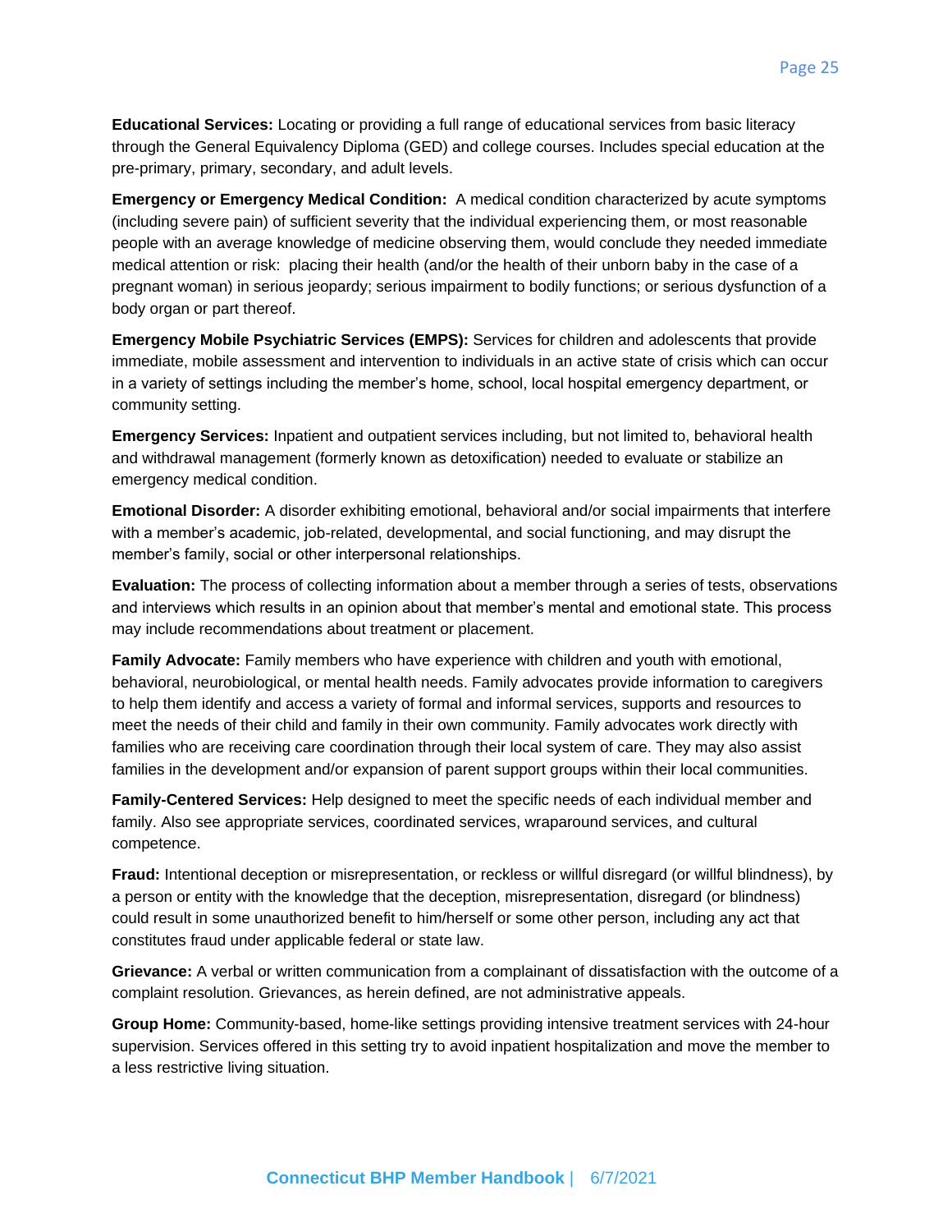**Educational Services:** Locating or providing a full range of educational services from basic literacy through the General Equivalency Diploma (GED) and college courses. Includes special education at the pre-primary, primary, secondary, and adult levels.

**Emergency or Emergency Medical Condition:** A medical condition characterized by acute symptoms (including severe pain) of sufficient severity that the individual experiencing them, or most reasonable people with an average knowledge of medicine observing them, would conclude they needed immediate medical attention or risk: placing their health (and/or the health of their unborn baby in the case of a pregnant woman) in serious jeopardy; serious impairment to bodily functions; or serious dysfunction of a body organ or part thereof.

**Emergency Mobile Psychiatric Services (EMPS):** Services for children and adolescents that provide immediate, mobile assessment and intervention to individuals in an active state of crisis which can occur in a variety of settings including the member's home, school, local hospital emergency department, or community setting.

**Emergency Services:** Inpatient and outpatient services including, but not limited to, behavioral health and withdrawal management (formerly known as detoxification) needed to evaluate or stabilize an emergency medical condition.

**Emotional Disorder:** A disorder exhibiting emotional, behavioral and/or social impairments that interfere with a member's academic, job-related, developmental, and social functioning, and may disrupt the member's family, social or other interpersonal relationships.

**Evaluation:** The process of collecting information about a member through a series of tests, observations and interviews which results in an opinion about that member's mental and emotional state. This process may include recommendations about treatment or placement.

**Family Advocate:** Family members who have experience with children and youth with emotional, behavioral, neurobiological, or mental health needs. Family advocates provide information to caregivers to help them identify and access a variety of formal and informal services, supports and resources to meet the needs of their child and family in their own community. Family advocates work directly with families who are receiving care coordination through their local system of care. They may also assist families in the development and/or expansion of parent support groups within their local communities.

**Family-Centered Services:** Help designed to meet the specific needs of each individual member and family. Also see appropriate services, coordinated services, wraparound services, and cultural competence.

**Fraud:** Intentional deception or misrepresentation, or reckless or willful disregard (or willful blindness), by a person or entity with the knowledge that the deception, misrepresentation, disregard (or blindness) could result in some unauthorized benefit to him/herself or some other person, including any act that constitutes fraud under applicable federal or state law.

**Grievance:** A verbal or written communication from a complainant of dissatisfaction with the outcome of a complaint resolution. Grievances, as herein defined, are not administrative appeals.

**Group Home:** Community-based, home-like settings providing intensive treatment services with 24-hour supervision. Services offered in this setting try to avoid inpatient hospitalization and move the member to a less restrictive living situation.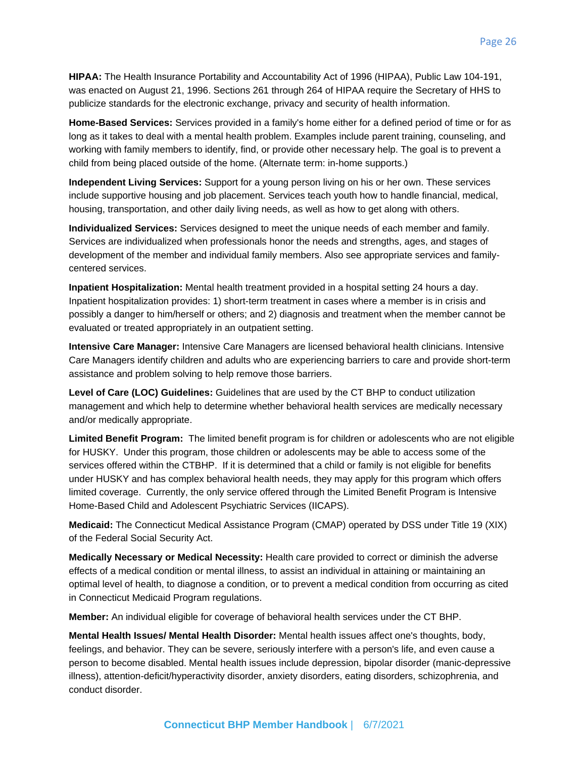**HIPAA:** The Health Insurance Portability and Accountability Act of 1996 (HIPAA), Public Law 104-191, was enacted on August 21, 1996. Sections 261 through 264 of HIPAA require the Secretary of HHS to publicize standards for the electronic exchange, privacy and security of health information.

**Home-Based Services:** Services provided in a family's home either for a defined period of time or for as long as it takes to deal with a mental health problem. Examples include parent training, counseling, and working with family members to identify, find, or provide other necessary help. The goal is to prevent a child from being placed outside of the home. (Alternate term: in-home supports.)

**Independent Living Services:** Support for a young person living on his or her own. These services include supportive housing and job placement. Services teach youth how to handle financial, medical, housing, transportation, and other daily living needs, as well as how to get along with others.

**Individualized Services:** Services designed to meet the unique needs of each member and family. Services are individualized when professionals honor the needs and strengths, ages, and stages of development of the member and individual family members. Also see appropriate services and family-centered services.

**Inpatient Hospitalization:** Mental health treatment provided in a hospital setting 24 hours a day. Inpatient hospitalization provides: 1) short-term treatment in cases where a member is in crisis and possibly a danger to him/herself or others; and 2) diagnosis and treatment when the member cannot be evaluated or treated appropriately in an outpatient setting.

**Intensive Care Manager:** Intensive Care Managers are licensed behavioral health clinicians. Intensive Care Managers identify children and adults who are experiencing barriers to care and provide short-term assistance and problem solving to help remove those barriers.

**Level of Care (LOC) Guidelines:** Guidelines that are used by the CT BHP to conduct utilization management and which help to determine whether behavioral health services are medically necessary and/or medically appropriate.

**Limited Benefit Program:** The limited benefit program is for children or adolescents who are not eligible for HUSKY. Under this program, those children or adolescents may be able to access some of the services offered within the CTBHP. If it is determined that a child or family is not eligible for benefits under HUSKY and has complex behavioral health needs, they may apply for this program which offers limited coverage. Currently, the only service offered through the Limited Benefit Program is Intensive Home-Based Child and Adolescent Psychiatric Services (IICAPS).

**Medicaid:** The Connecticut Medical Assistance Program (CMAP) operated by DSS under Title 19 (XIX) of the Federal Social Security Act.

**Medically Necessary or Medical Necessity:** Health care provided to correct or diminish the adverse effects of a medical condition or mental illness, to assist an individual in attaining or maintaining an optimal level of health, to diagnose a condition, or to prevent a medical condition from occurring as cited in Connecticut Medicaid Program regulations.

**Member:** An individual eligible for coverage of behavioral health services under the CT BHP.

**Mental Health Issues/ Mental Health Disorder:** Mental health issues affect one's thoughts, body, feelings, and behavior. They can be severe, seriously interfere with a person's life, and even cause a person to become disabled. Mental health issues include depression, bipolar disorder (manic-depressive illness), attention-deficit/hyperactivity disorder, anxiety disorders, eating disorders, schizophrenia, and conduct disorder.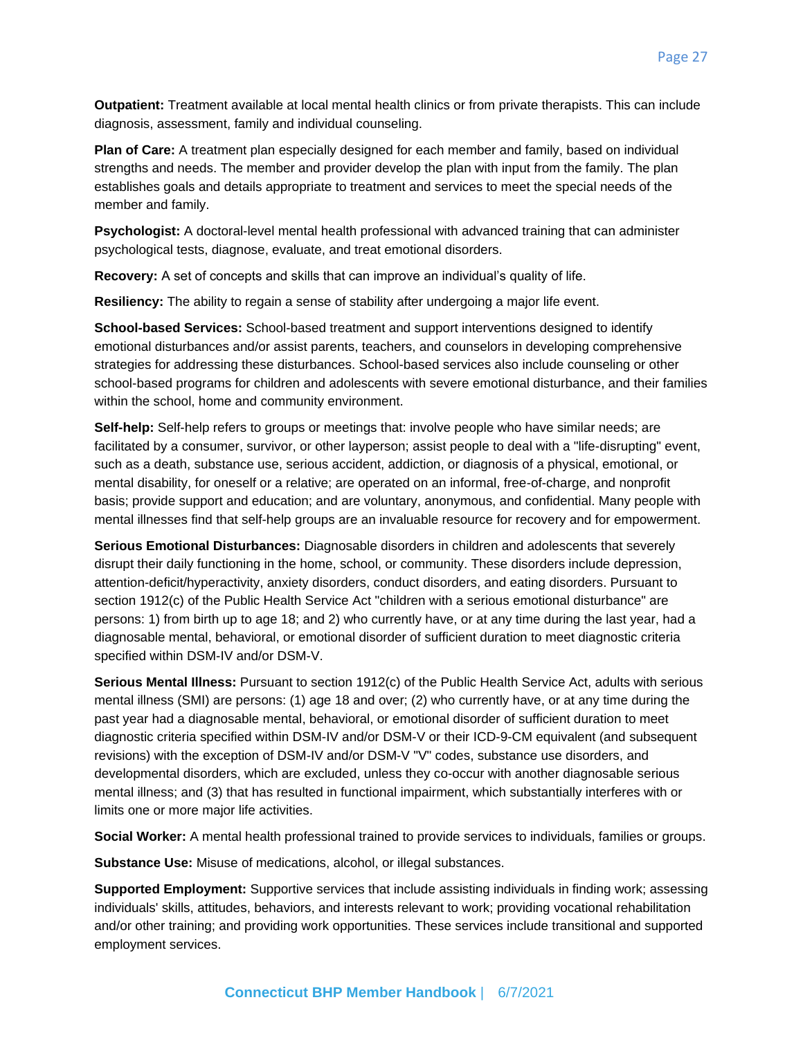**Outpatient:** Treatment available at local mental health clinics or from private therapists. This can include diagnosis, assessment, family and individual counseling.

**Plan of Care:** A treatment plan especially designed for each member and family, based on individual strengths and needs. The member and provider develop the plan with input from the family. The plan establishes goals and details appropriate to treatment and services to meet the special needs of the member and family.

**Psychologist:** A doctoral-level mental health professional with advanced training that can administer psychological tests, diagnose, evaluate, and treat emotional disorders.

**Recovery:** A set of concepts and skills that can improve an individual's quality of life.

**Resiliency:** The ability to regain a sense of stability after undergoing a major life event.

**School-based Services:** School-based treatment and support interventions designed to identify emotional disturbances and/or assist parents, teachers, and counselors in developing comprehensive strategies for addressing these disturbances. School-based services also include counseling or other school-based programs for children and adolescents with severe emotional disturbance, and their families within the school, home and community environment.

**Self-help:** Self-help refers to groups or meetings that: involve people who have similar needs; are facilitated by a consumer, survivor, or other layperson; assist people to deal with a "life-disrupting" event, such as a death, substance use, serious accident, addiction, or diagnosis of a physical, emotional, or mental disability, for oneself or a relative; are operated on an informal, free-of-charge, and nonprofit basis; provide support and education; and are voluntary, anonymous, and confidential. Many people with mental illnesses find that self-help groups are an invaluable resource for recovery and for empowerment.

**Serious Emotional Disturbances:** Diagnosable disorders in children and adolescents that severely disrupt their daily functioning in the home, school, or community. These disorders include depression, attention-deficit/hyperactivity, anxiety disorders, conduct disorders, and eating disorders. Pursuant to section 1912(c) of the Public Health Service Act "children with a serious emotional disturbance" are persons: 1) from birth up to age 18; and 2) who currently have, or at any time during the last year, had a diagnosable mental, behavioral, or emotional disorder of sufficient duration to meet diagnostic criteria specified within DSM-IV and/or DSM-V.

**Serious Mental Illness:** Pursuant to section 1912(c) of the Public Health Service Act, adults with serious mental illness (SMI) are persons: (1) age 18 and over; (2) who currently have, or at any time during the past year had a diagnosable mental, behavioral, or emotional disorder of sufficient duration to meet diagnostic criteria specified within DSM-IV and/or DSM-V or their ICD-9-CM equivalent (and subsequent revisions) with the exception of DSM-IV and/or DSM-V "V" codes, substance use disorders, and developmental disorders, which are excluded, unless they co-occur with another diagnosable serious mental illness; and (3) that has resulted in functional impairment, which substantially interferes with or limits one or more major life activities.

**Social Worker:** A mental health professional trained to provide services to individuals, families or groups.

**Substance Use:** Misuse of medications, alcohol, or illegal substances.

**Supported Employment:** Supportive services that include assisting individuals in finding work; assessing individuals' skills, attitudes, behaviors, and interests relevant to work; providing vocational rehabilitation and/or other training; and providing work opportunities. These services include transitional and supported employment services.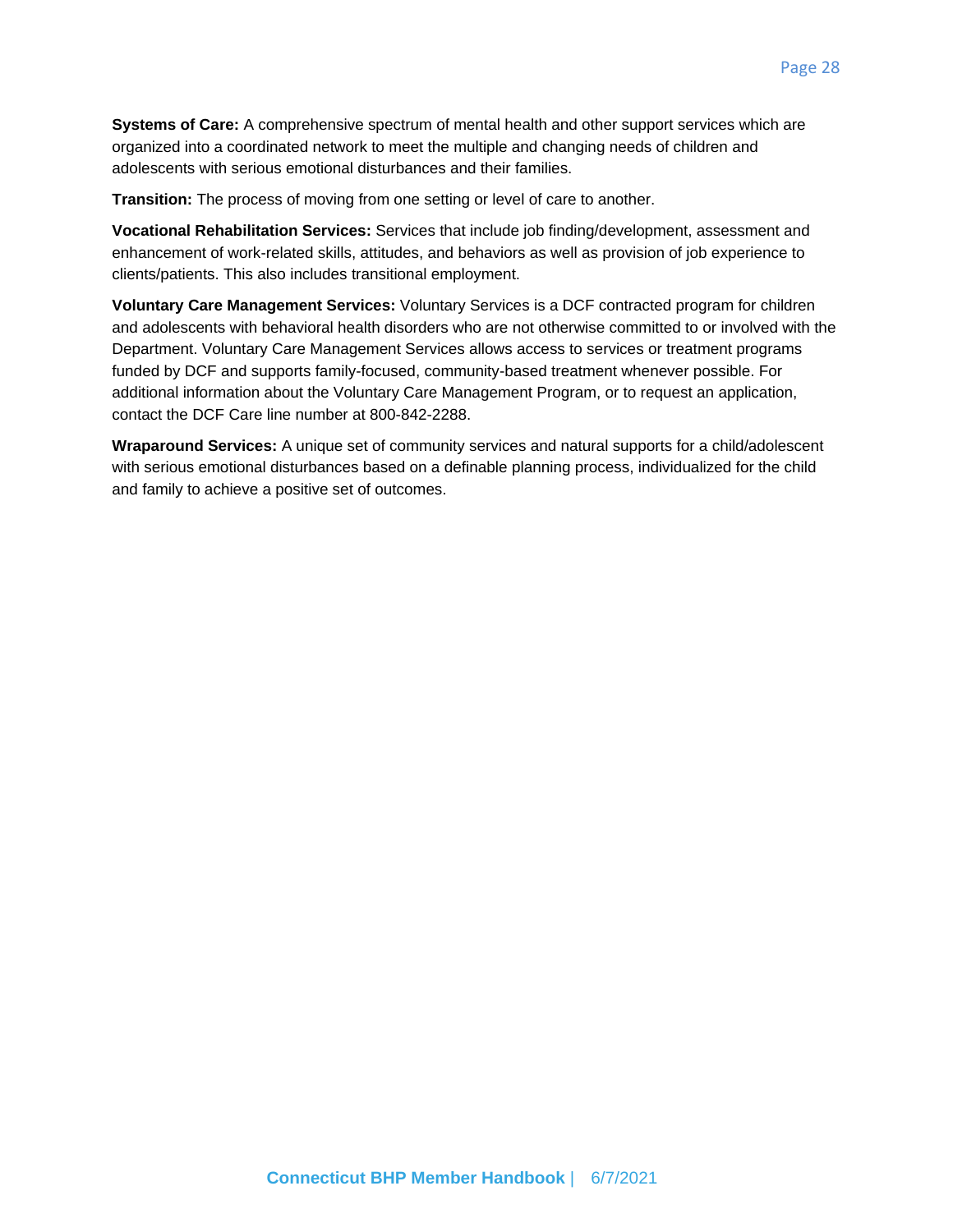**Systems of Care:** A comprehensive spectrum of mental health and other support services which are organized into a coordinated network to meet the multiple and changing needs of children and adolescents with serious emotional disturbances and their families.

**Transition:** The process of moving from one setting or level of care to another.

**Vocational Rehabilitation Services:** Services that include job finding/development, assessment and enhancement of work-related skills, attitudes, and behaviors as well as provision of job experience to clients/patients. This also includes transitional employment.

**Voluntary Care Management Services:** Voluntary Services is a DCF contracted program for children and adolescents with behavioral health disorders who are not otherwise committed to or involved with the Department. Voluntary Care Management Services allows access to services or treatment programs funded by DCF and supports family-focused, community-based treatment whenever possible. For additional information about the Voluntary Care Management Program, or to request an application, contact the DCF Care line number at 800-842-2288.

**Wraparound Services:** A unique set of community services and natural supports for a child/adolescent with serious emotional disturbances based on a definable planning process, individualized for the child and family to achieve a positive set of outcomes.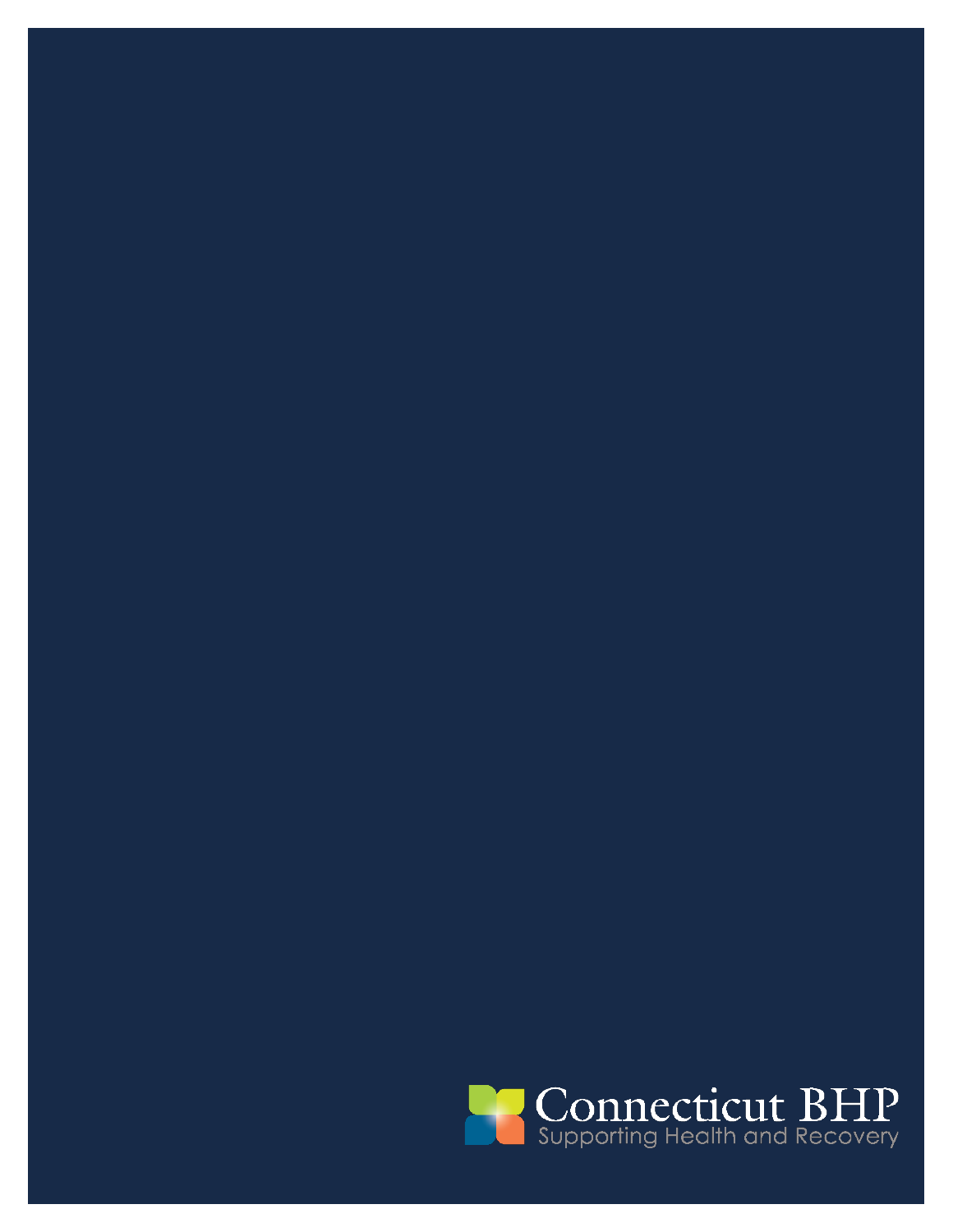Connecticut BHP

Supporting Health and Recovery